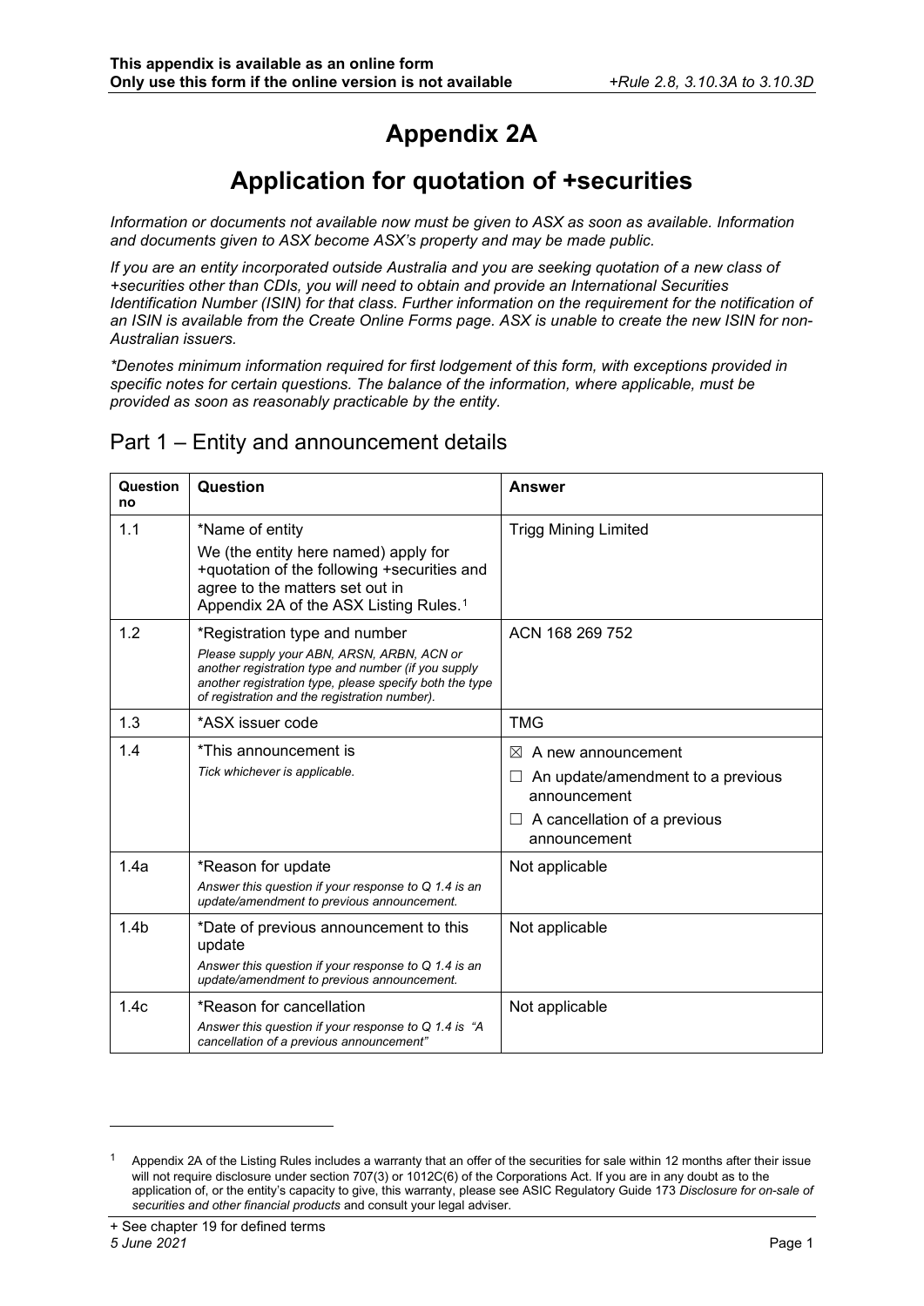**This appendix is available as an online form**
**Only use this form if the online version is not available** *+Rule 2.8, 3.10.3A to 3.10.3D*

# Appendix 2A

## Application for quotation of +securities

*Information or documents not available now must be given to ASX as soon as available. Information and documents given to ASX become ASX's property and may be made public.*

*If you are an entity incorporated outside Australia and you are seeking quotation of a new class of +securities other than CDIs, you will need to obtain and provide an International Securities Identification Number (ISIN) for that class. Further information on the requirement for the notification of an ISIN is available from the Create Online Forms page. ASX is unable to create the new ISIN for non-Australian issuers.*

*\*Denotes minimum information required for first lodgement of this form, with exceptions provided in specific notes for certain questions. The balance of the information, where applicable, must be provided as soon as reasonably practicable by the entity.*

## Part 1 – Entity and announcement details

| Question no | Question | Answer |
|---|---|---|
| 1.1 | *Name of entity<br>We (the entity here named) apply for +quotation of the following +securities and agree to the matters set out in Appendix 2A of the ASX Listing Rules.[1] | Trigg Mining Limited |
| 1.2 | *Registration type and number<br>*Please supply your ABN, ARSN, ARBN, ACN or another registration type and number (if you supply another registration type, please specify both the type of registration and the registration number).* | ACN 168 269 752 |
| 1.3 | *ASX issuer code | TMG |
| 1.4 | *This announcement is<br>*Tick whichever is applicable.* | ☒ A new announcement<br>☐ An update/amendment to a previous announcement<br>☐ A cancellation of a previous announcement |
| 1.4a | *Reason for update<br>*Answer this question if your response to Q 1.4 is an update/amendment to previous announcement.* | Not applicable |
| 1.4b | *Date of previous announcement to this update<br>*Answer this question if your response to Q 1.4 is an update/amendment to previous announcement.* | Not applicable |
| 1.4c | *Reason for cancellation<br>*Answer this question if your response to Q 1.4 is "A cancellation of a previous announcement"* | Not applicable |

[1] Appendix 2A of the Listing Rules includes a warranty that an offer of the securities for sale within 12 months after their issue will not require disclosure under section 707(3) or 1012C(6) of the Corporations Act. If you are in any doubt as to the application of, or the entity's capacity to give, this warranty, please see ASIC Regulatory Guide 173 *Disclosure for on-sale of securities and other financial products* and consult your legal adviser.

+ See chapter 19 for defined terms
*5 June 2021*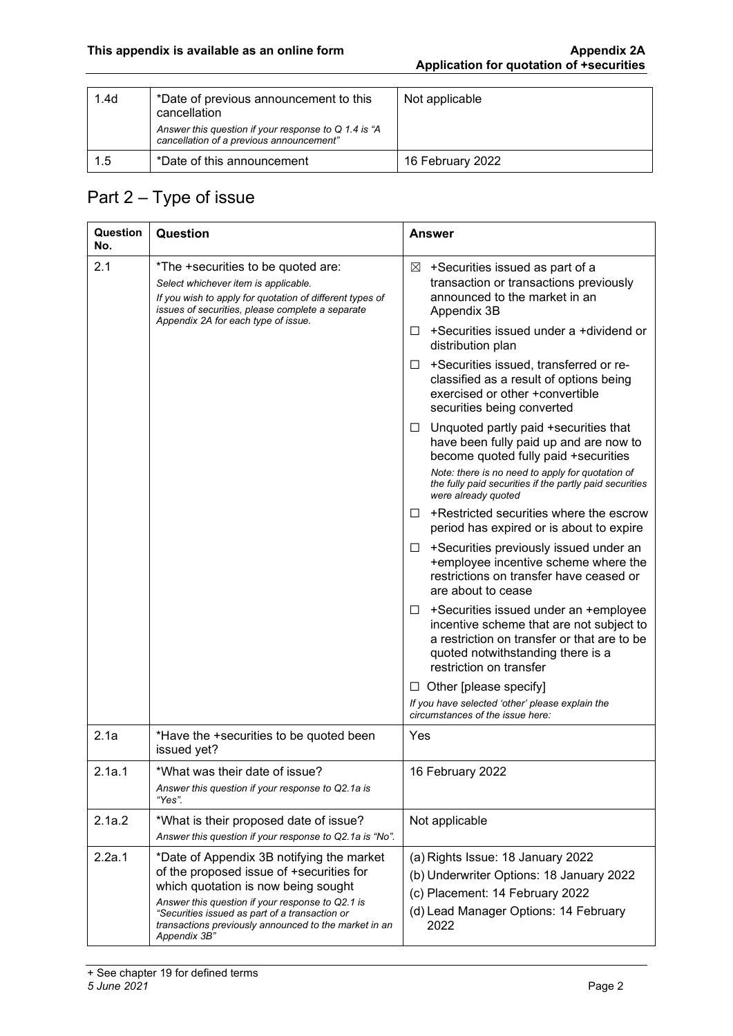| 1.4d | *Date of previous announcement to this cancellation<br>*Answer this question if your response to Q 1.4 is "A cancellation of a previous announcement"* | Not applicable |
|---|---|---|
| 1.5 | *Date of this announcement | 16 February 2022 |

## Part 2 – Type of issue

| Question No. | Question | Answer |
|---|---|---|
| 2.1 | *The +securities to be quoted are:<br>*Select whichever item is applicable.*<br>*If you wish to apply for quotation of different types of issues of securities, please complete a separate Appendix 2A for each type of issue.* | ☒ +Securities issued as part of a transaction or transactions previously announced to the market in an Appendix 3B<br>☐ +Securities issued under a +dividend or distribution plan<br>☐ +Securities issued, transferred or re-classified as a result of options being exercised or other +convertible securities being converted<br>☐ Unquoted partly paid +securities that have been fully paid up and are now to become quoted fully paid +securities<br>*Note: there is no need to apply for quotation of the fully paid securities if the partly paid securities were already quoted*<br>☐ +Restricted securities where the escrow period has expired or is about to expire<br>☐ +Securities previously issued under an +employee incentive scheme where the restrictions on transfer have ceased or are about to cease<br>☐ +Securities issued under an +employee incentive scheme that are not subject to a restriction on transfer or that are to be quoted notwithstanding there is a restriction on transfer<br>☐ Other [please specify]<br>*If you have selected 'other' please explain the circumstances of the issue here:* |
| 2.1a | *Have the +securities to be quoted been issued yet? | Yes |
| 2.1a.1 | *What was their date of issue?<br>*Answer this question if your response to Q2.1a is "Yes".* | 16 February 2022 |
| 2.1a.2 | *What is their proposed date of issue?<br>*Answer this question if your response to Q2.1a is "No".* | Not applicable |
| 2.2a.1 | *Date of Appendix 3B notifying the market of the proposed issue of +securities for which quotation is now being sought<br>*Answer this question if your response to Q2.1 is "Securities issued as part of a transaction or transactions previously announced to the market in an Appendix 3B"* | (a) Rights Issue: 18 January 2022<br>(b) Underwriter Options: 18 January 2022<br>(c) Placement: 14 February 2022<br>(d) Lead Manager Options: 14 February 2022 |

+ See chapter 19 for defined terms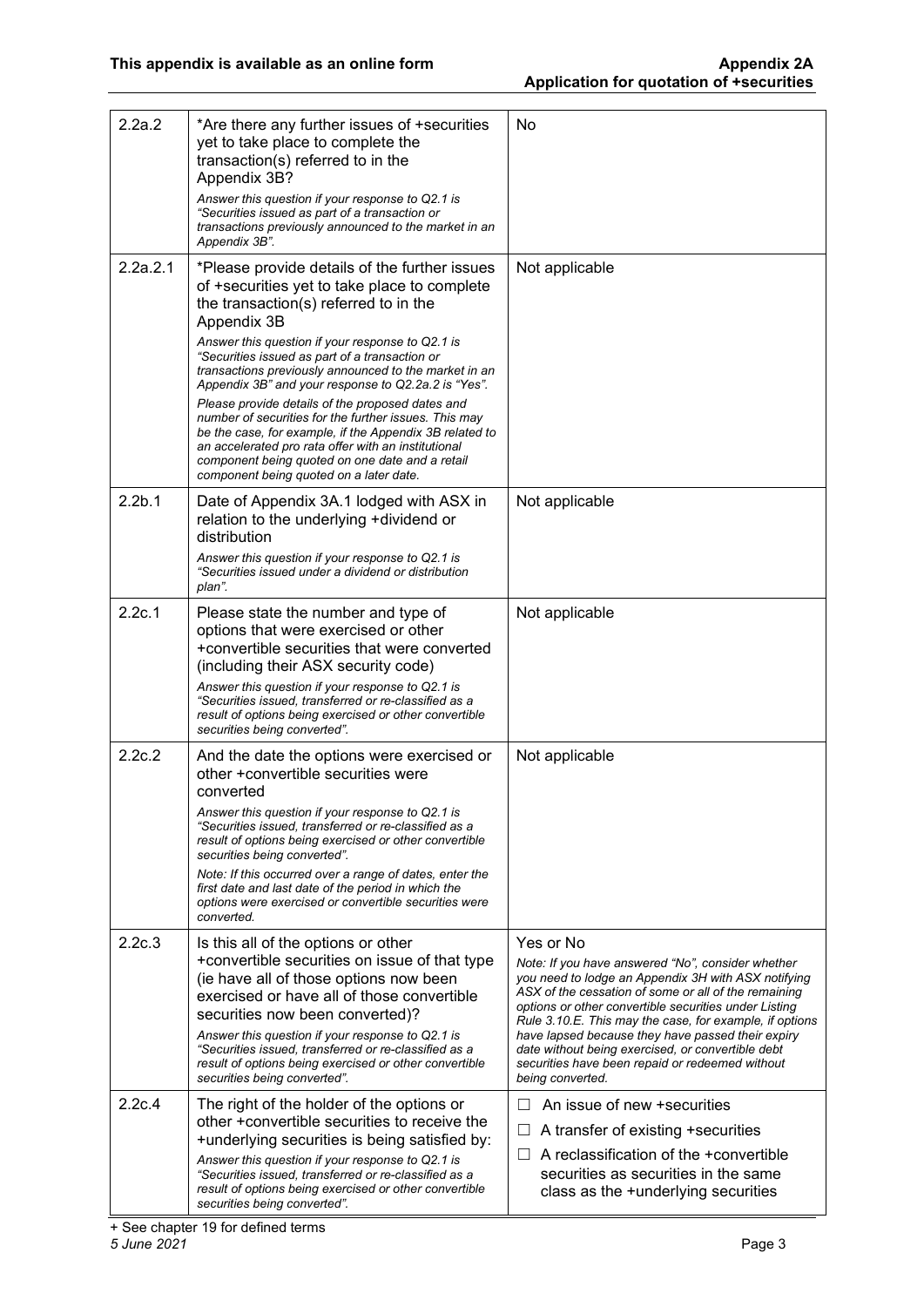| | | |
|---|---|---|
| 2.2a.2 | *Are there any further issues of +securities yet to take place to complete the transaction(s) referred to in the Appendix 3B?<br>*Answer this question if your response to Q2.1 is "Securities issued as part of a transaction or transactions previously announced to the market in an Appendix 3B".* | No |
| 2.2a.2.1 | *Please provide details of the further issues of +securities yet to take place to complete the transaction(s) referred to in the Appendix 3B<br>*Answer this question if your response to Q2.1 is "Securities issued as part of a transaction or transactions previously announced to the market in an Appendix 3B" and your response to Q2.2a.2 is "Yes".*<br>*Please provide details of the proposed dates and number of securities for the further issues. This may be the case, for example, if the Appendix 3B related to an accelerated pro rata offer with an institutional component being quoted on one date and a retail component being quoted on a later date.* | Not applicable |
| 2.2b.1 | Date of Appendix 3A.1 lodged with ASX in relation to the underlying +dividend or distribution<br>*Answer this question if your response to Q2.1 is "Securities issued under a dividend or distribution plan".* | Not applicable |
| 2.2c.1 | Please state the number and type of options that were exercised or other +convertible securities that were converted (including their ASX security code)<br>*Answer this question if your response to Q2.1 is "Securities issued, transferred or re-classified as a result of options being exercised or other convertible securities being converted".* | Not applicable |
| 2.2c.2 | And the date the options were exercised or other +convertible securities were converted<br>*Answer this question if your response to Q2.1 is "Securities issued, transferred or re-classified as a result of options being exercised or other convertible securities being converted".*<br>*Note: If this occurred over a range of dates, enter the first date and last date of the period in which the options were exercised or convertible securities were converted.* | Not applicable |
| 2.2c.3 | Is this all of the options or other +convertible securities on issue of that type (ie have all of those options now been exercised or have all of those convertible securities now been converted)?<br>*Answer this question if your response to Q2.1 is "Securities issued, transferred or re-classified as a result of options being exercised or other convertible securities being converted".* | Yes or No<br>*Note: If you have answered "No", consider whether you need to lodge an Appendix 3H with ASX notifying ASX of the cessation of some or all of the remaining options or other convertible securities under Listing Rule 3.10.E. This may the case, for example, if options have lapsed because they have passed their expiry date without being exercised, or convertible debt securities have been repaid or redeemed without being converted.* |
| 2.2c.4 | The right of the holder of the options or other +convertible securities to receive the +underlying securities is being satisfied by:<br>*Answer this question if your response to Q2.1 is "Securities issued, transferred or re-classified as a result of options being exercised or other convertible securities being converted".* | ☐ An issue of new +securities<br>☐ A transfer of existing +securities<br>☐ A reclassification of the +convertible securities as securities in the same class as the +underlying securities |

+ See chapter 19 for defined terms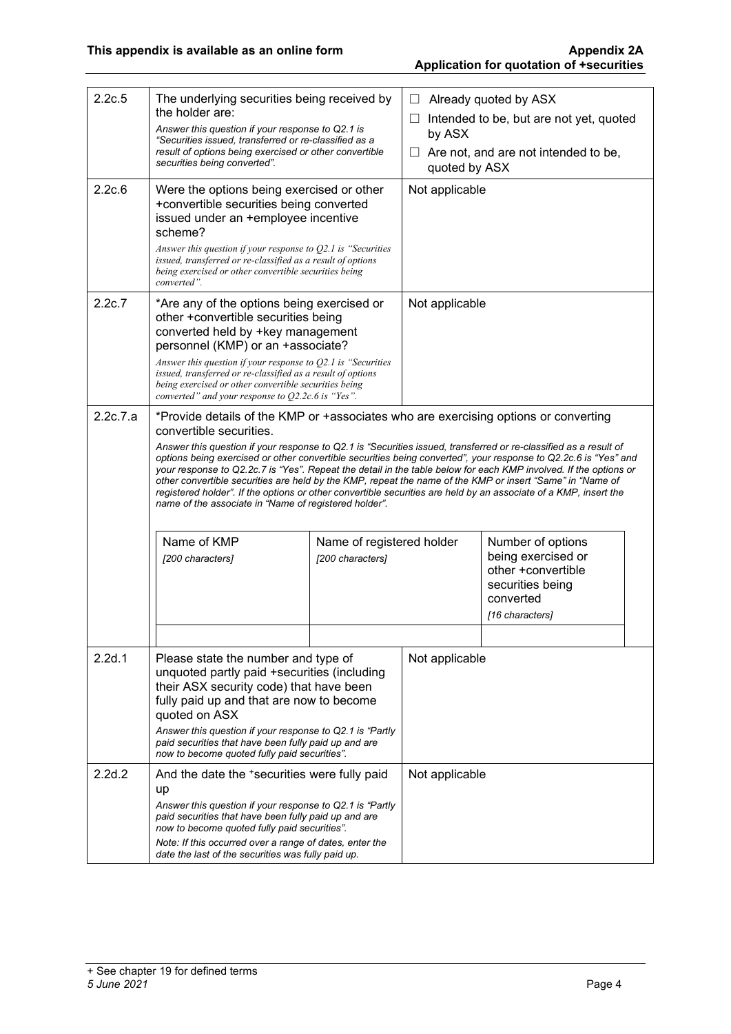| | | |
|---|---|---|
| 2.2c.5 | The underlying securities being received by the holder are:<br>*Answer this question if your response to Q2.1 is "Securities issued, transferred or re-classified as a result of options being exercised or other convertible securities being converted".* | ☐ Already quoted by ASX<br>☐ Intended to be, but are not yet, quoted by ASX<br>☐ Are not, and are not intended to be, quoted by ASX |
| 2.2c.6 | Were the options being exercised or other +convertible securities being converted issued under an +employee incentive scheme?<br>*Answer this question if your response to Q2.1 is "Securities issued, transferred or re-classified as a result of options being exercised or other convertible securities being converted".* | Not applicable |
| 2.2c.7 | *Are any of the options being exercised or other +convertible securities being converted held by +key management personnel (KMP) or an +associate?<br>*Answer this question if your response to Q2.1 is "Securities issued, transferred or re-classified as a result of options being exercised or other convertible securities being converted" and your response to Q2.2c.6 is "Yes".* | Not applicable |
| 2.2c.7.a | *Provide details of the KMP or +associates who are exercising options or converting convertible securities.<br>*Answer this question if your response to Q2.1 is "Securities issued, transferred or re-classified as a result of options being exercised or other convertible securities being converted", your response to Q2.2c.6 is "Yes" and your response to Q2.2c.7 is "Yes". Repeat the detail in the table below for each KMP involved. If the options or other convertible securities are held by the KMP, repeat the name of the KMP or insert "Same" in "Name of registered holder". If the options or other convertible securities are held by an associate of a KMP, insert the name of the associate in "Name of registered holder".* | |

| Name of KMP<br>*[200 characters]* | Name of registered holder<br>*[200 characters]* | Number of options being exercised or other +convertible securities being converted<br>*[16 characters]* |
|---|---|---|
| | | |

| | | |
|---|---|---|
| 2.2d.1 | Please state the number and type of unquoted partly paid +securities (including their ASX security code) that have been fully paid up and that are now to become quoted on ASX<br>*Answer this question if your response to Q2.1 is "Partly paid securities that have been fully paid up and are now to become quoted fully paid securities".* | Not applicable |
| 2.2d.2 | And the date the +securities were fully paid up<br>*Answer this question if your response to Q2.1 is "Partly paid securities that have been fully paid up and are now to become quoted fully paid securities".*<br>*Note: If this occurred over a range of dates, enter the date the last of the securities was fully paid up.* | Not applicable |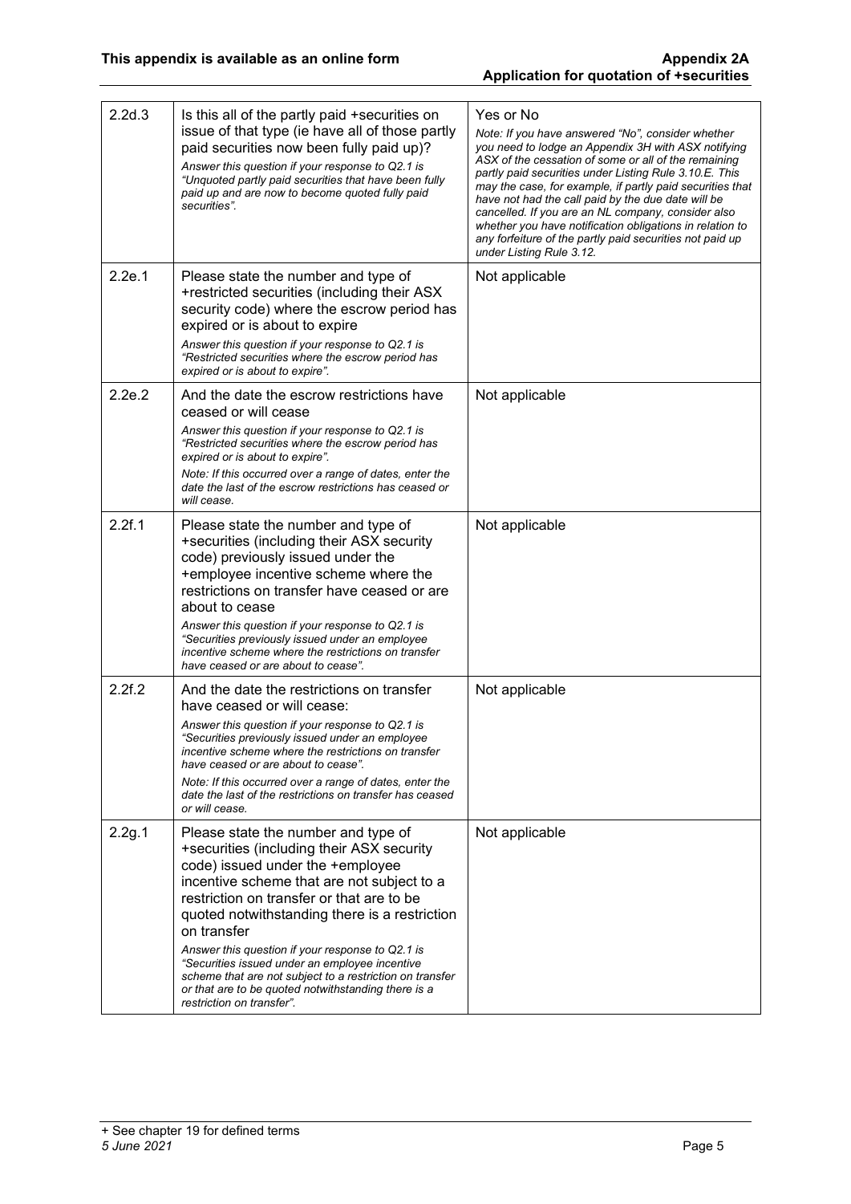| | | |
|---|---|---|
| 2.2d.3 | Is this all of the partly paid +securities on issue of that type (ie have all of those partly paid securities now been fully paid up)?<br>*Answer this question if your response to Q2.1 is "Unquoted partly paid securities that have been fully paid up and are now to become quoted fully paid securities".* | Yes or No<br>*Note: If you have answered "No", consider whether you need to lodge an Appendix 3H with ASX notifying ASX of the cessation of some or all of the remaining partly paid securities under Listing Rule 3.10.E. This may the case, for example, if partly paid securities that have not had the call paid by the due date will be cancelled. If you are an NL company, consider also whether you have notification obligations in relation to any forfeiture of the partly paid securities not paid up under Listing Rule 3.12.* |
| 2.2e.1 | Please state the number and type of +restricted securities (including their ASX security code) where the escrow period has expired or is about to expire<br>*Answer this question if your response to Q2.1 is "Restricted securities where the escrow period has expired or is about to expire".* | Not applicable |
| 2.2e.2 | And the date the escrow restrictions have ceased or will cease<br>*Answer this question if your response to Q2.1 is "Restricted securities where the escrow period has expired or is about to expire".*<br>*Note: If this occurred over a range of dates, enter the date the last of the escrow restrictions has ceased or will cease.* | Not applicable |
| 2.2f.1 | Please state the number and type of +securities (including their ASX security code) previously issued under the +employee incentive scheme where the restrictions on transfer have ceased or are about to cease<br>*Answer this question if your response to Q2.1 is "Securities previously issued under an employee incentive scheme where the restrictions on transfer have ceased or are about to cease".* | Not applicable |
| 2.2f.2 | And the date the restrictions on transfer have ceased or will cease:<br>*Answer this question if your response to Q2.1 is "Securities previously issued under an employee incentive scheme where the restrictions on transfer have ceased or are about to cease".*<br>*Note: If this occurred over a range of dates, enter the date the last of the restrictions on transfer has ceased or will cease.* | Not applicable |
| 2.2g.1 | Please state the number and type of +securities (including their ASX security code) issued under the +employee incentive scheme that are not subject to a restriction on transfer or that are to be quoted notwithstanding there is a restriction on transfer<br>*Answer this question if your response to Q2.1 is "Securities issued under an employee incentive scheme that are not subject to a restriction on transfer or that are to be quoted notwithstanding there is a restriction on transfer".* | Not applicable |

+ See chapter 19 for defined terms
*5 June 2021*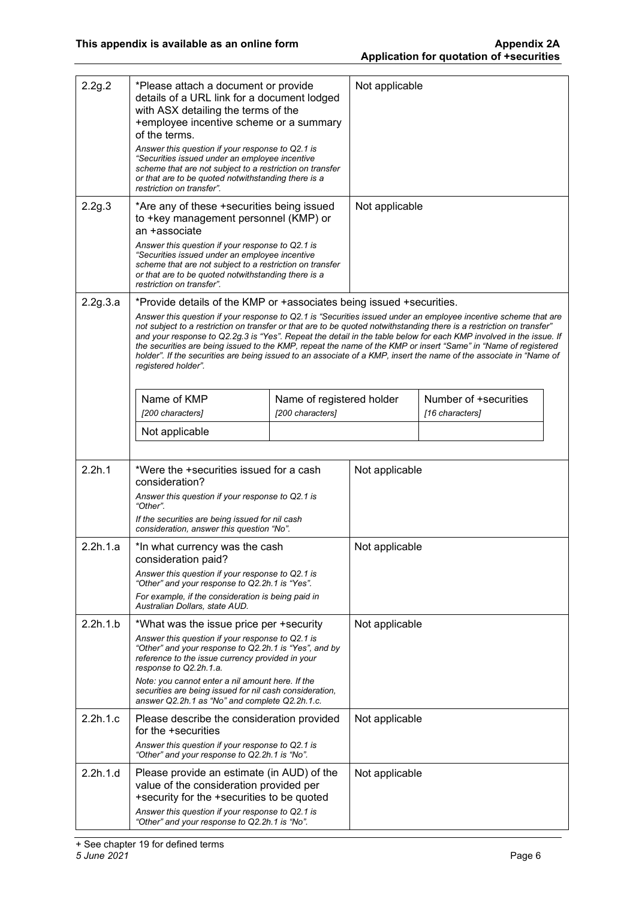| | | |
|---|---|---|
| 2.2g.2 | *Please attach a document or provide details of a URL link for a document lodged with ASX detailing the terms of the +employee incentive scheme or a summary of the terms.<br>*Answer this question if your response to Q2.1 is "Securities issued under an employee incentive scheme that are not subject to a restriction on transfer or that are to be quoted notwithstanding there is a restriction on transfer".* | Not applicable |
| 2.2g.3 | *Are any of these +securities being issued to +key management personnel (KMP) or an +associate<br>*Answer this question if your response to Q2.1 is "Securities issued under an employee incentive scheme that are not subject to a restriction on transfer or that are to be quoted notwithstanding there is a restriction on transfer".* | Not applicable |
| 2.2g.3.a | *Provide details of the KMP or +associates being issued +securities.<br>*Answer this question if your response to Q2.1 is "Securities issued under an employee incentive scheme that are not subject to a restriction on transfer or that are to be quoted notwithstanding there is a restriction on transfer" and your response to Q2.2g.3 is "Yes". Repeat the detail in the table below for each KMP involved in the issue. If the securities are being issued to the KMP, repeat the name of the KMP or insert "Same" in "Name of registered holder". If the securities are being issued to an associate of a KMP, insert the name of the associate in "Name of registered holder".* | |

| Name of KMP *[200 characters]* | Name of registered holder *[200 characters]* | Number of +securities *[16 characters]* |
|---|---|---|
| Not applicable | | |

| | | |
|---|---|---|
| 2.2h.1 | *Were the +securities issued for a cash consideration?<br>*Answer this question if your response to Q2.1 is "Other".*<br>*If the securities are being issued for nil cash consideration, answer this question "No".* | Not applicable |
| 2.2h.1.a | *In what currency was the cash consideration paid?<br>*Answer this question if your response to Q2.1 is "Other" and your response to Q2.2h.1 is "Yes".*<br>*For example, if the consideration is being paid in Australian Dollars, state AUD.* | Not applicable |
| 2.2h.1.b | *What was the issue price per +security<br>*Answer this question if your response to Q2.1 is "Other" and your response to Q2.2h.1 is "Yes", and by reference to the issue currency provided in your response to Q2.2h.1.a.*<br>*Note: you cannot enter a nil amount here. If the securities are being issued for nil cash consideration, answer Q2.2h.1 as "No" and complete Q2.2h.1.c.* | Not applicable |
| 2.2h.1.c | Please describe the consideration provided for the +securities<br>*Answer this question if your response to Q2.1 is "Other" and your response to Q2.2h.1 is "No".* | Not applicable |
| 2.2h.1.d | Please provide an estimate (in AUD) of the value of the consideration provided per +security for the +securities to be quoted<br>*Answer this question if your response to Q2.1 is "Other" and your response to Q2.2h.1 is "No".* | Not applicable |

+ See chapter 19 for defined terms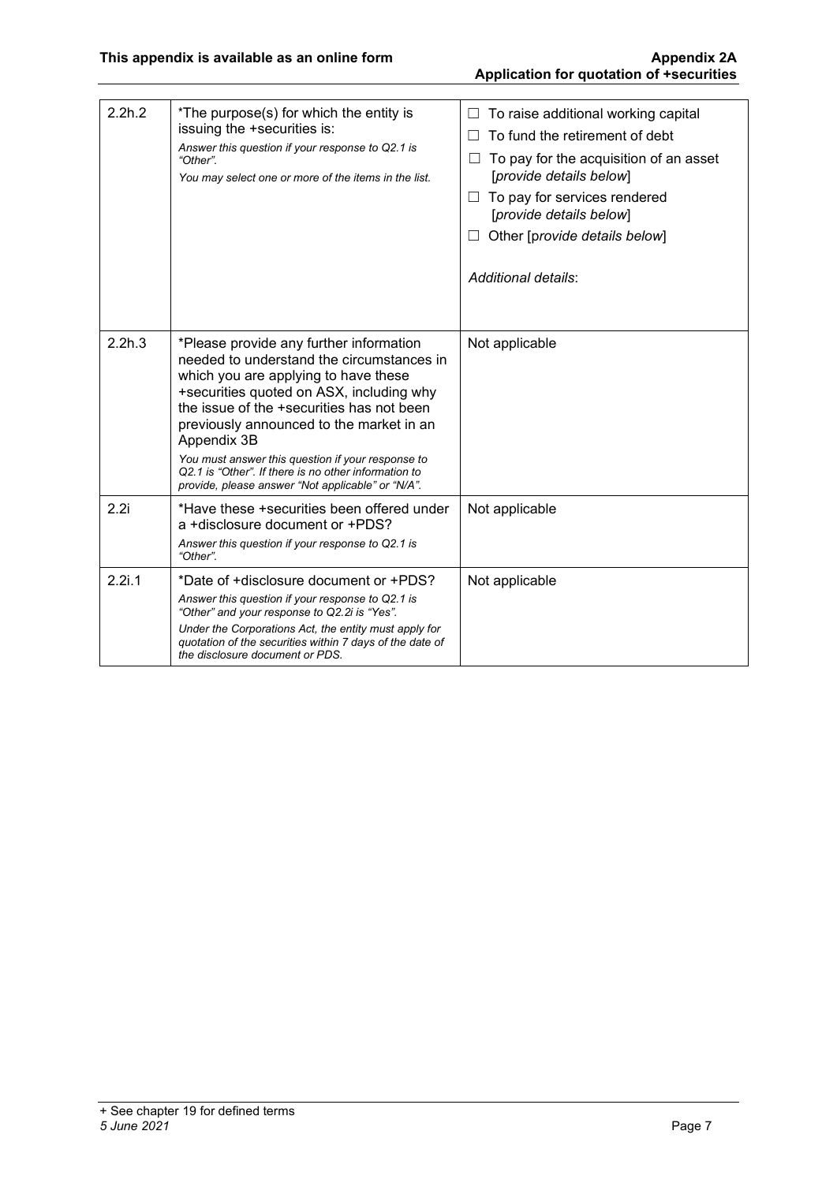| | | |
|---|---|---|
| 2.2h.2 | *The purpose(s) for which the entity is issuing the +securities is:<br>*Answer this question if your response to Q2.1 is "Other".*<br>*You may select one or more of the items in the list.* | ☐ To raise additional working capital<br>☐ To fund the retirement of debt<br>☐ To pay for the acquisition of an asset [*provide details below*]<br>☐ To pay for services rendered [*provide details below*]<br>☐ Other [*provide details below*]<br><br>*Additional details*: |
| 2.2h.3 | *Please provide any further information needed to understand the circumstances in which you are applying to have these +securities quoted on ASX, including why the issue of the +securities has not been previously announced to the market in an Appendix 3B<br>*You must answer this question if your response to Q2.1 is "Other". If there is no other information to provide, please answer "Not applicable" or "N/A".* | Not applicable |
| 2.2i | *Have these +securities been offered under a +disclosure document or +PDS?<br>*Answer this question if your response to Q2.1 is "Other".* | Not applicable |
| 2.2i.1 | *Date of +disclosure document or +PDS?<br>*Answer this question if your response to Q2.1 is "Other" and your response to Q2.2i is "Yes".*<br>*Under the Corporations Act, the entity must apply for quotation of the securities within 7 days of the date of the disclosure document or PDS.* | Not applicable |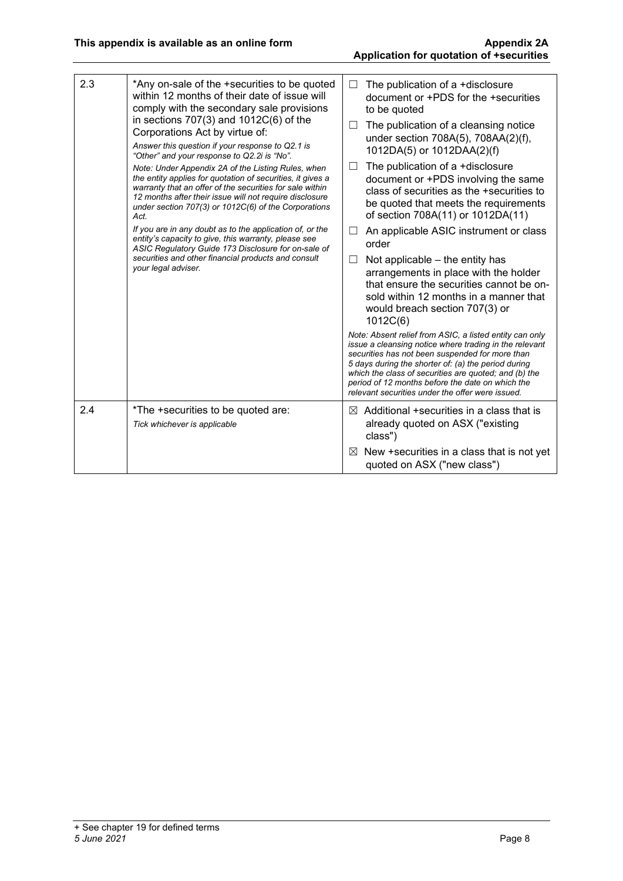| | | |
|---|---|---|
| 2.3 | *Any on-sale of the +securities to be quoted within 12 months of their date of issue will comply with the secondary sale provisions in sections 707(3) and 1012C(6) of the Corporations Act by virtue of:<br>*Answer this question if your response to Q2.1 is "Other" and your response to Q2.2i is "No".*<br>*Note: Under Appendix 2A of the Listing Rules, when the entity applies for quotation of securities, it gives a warranty that an offer of the securities for sale within 12 months after their issue will not require disclosure under section 707(3) or 1012C(6) of the Corporations Act.*<br>*If you are in any doubt as to the application of, or the entity's capacity to give, this warranty, please see ASIC Regulatory Guide 173 Disclosure for on-sale of securities and other financial products and consult your legal adviser.* | ☐ The publication of a +disclosure document or +PDS for the +securities to be quoted<br>☐ The publication of a cleansing notice under section 708A(5), 708AA(2)(f), 1012DA(5) or 1012DAA(2)(f)<br>☐ The publication of a +disclosure document or +PDS involving the same class of securities as the +securities to be quoted that meets the requirements of section 708A(11) or 1012DA(11)<br>☐ An applicable ASIC instrument or class order<br>☐ Not applicable – the entity has arrangements in place with the holder that ensure the securities cannot be on-sold within 12 months in a manner that would breach section 707(3) or 1012C(6)<br>*Note: Absent relief from ASIC, a listed entity can only issue a cleansing notice where trading in the relevant securities has not been suspended for more than 5 days during the shorter of: (a) the period during which the class of securities are quoted; and (b) the period of 12 months before the date on which the relevant securities under the offer were issued.* |
| 2.4 | *The +securities to be quoted are:<br>*Tick whichever is applicable* | ☒ Additional +securities in a class that is already quoted on ASX ("existing class")<br>☒ New +securities in a class that is not yet quoted on ASX ("new class") |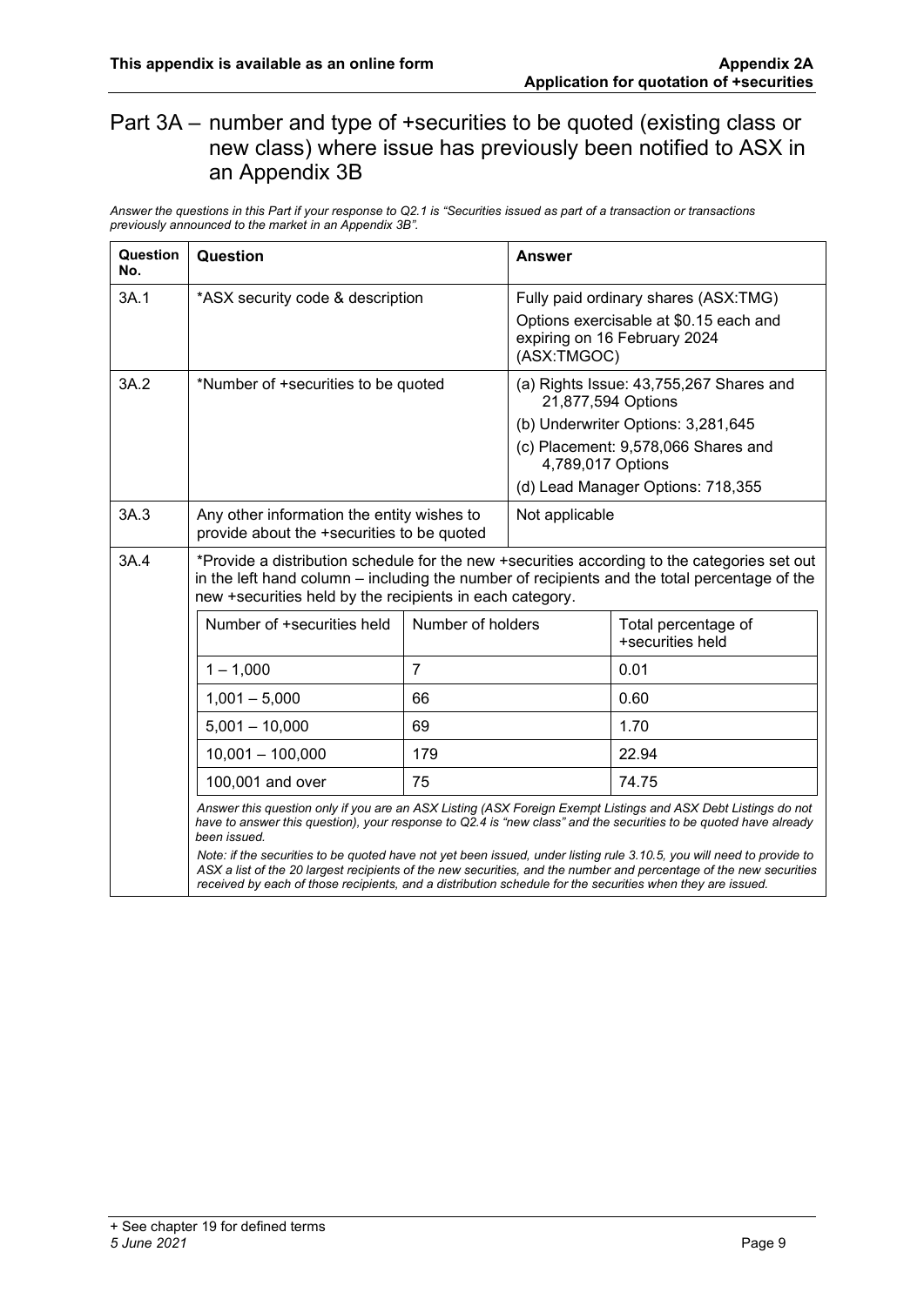## Part 3A – number and type of +securities to be quoted (existing class or new class) where issue has previously been notified to ASX in an Appendix 3B

*Answer the questions in this Part if your response to Q2.1 is "Securities issued as part of a transaction or transactions previously announced to the market in an Appendix 3B".*

| Question No. | Question | Answer |
|---|---|---|
| 3A.1 | *ASX security code & description | Fully paid ordinary shares (ASX:TMG)<br>Options exercisable at $0.15 each and expiring on 16 February 2024 (ASX:TMGOC) |
| 3A.2 | *Number of +securities to be quoted | (a) Rights Issue: 43,755,267 Shares and 21,877,594 Options<br>(b) Underwriter Options: 3,281,645<br>(c) Placement: 9,578,066 Shares and 4,789,017 Options<br>(d) Lead Manager Options: 718,355 |
| 3A.3 | Any other information the entity wishes to provide about the +securities to be quoted | Not applicable |
| 3A.4 | *Provide a distribution schedule for the new +securities according to the categories set out in the left hand column – including the number of recipients and the total percentage of the new +securities held by the recipients in each category. | |

| Number of +securities held | Number of holders | Total percentage of +securities held |
|---|---|---|
| 1 – 1,000 | 7 | 0.01 |
| 1,001 – 5,000 | 66 | 0.60 |
| 5,001 – 10,000 | 69 | 1.70 |
| 10,001 – 100,000 | 179 | 22.94 |
| 100,001 and over | 75 | 74.75 |

*Answer this question only if you are an ASX Listing (ASX Foreign Exempt Listings and ASX Debt Listings do not have to answer this question), your response to Q2.4 is "new class" and the securities to be quoted have already been issued.*

*Note: if the securities to be quoted have not yet been issued, under listing rule 3.10.5, you will need to provide to ASX a list of the 20 largest recipients of the new securities, and the number and percentage of the new securities received by each of those recipients, and a distribution schedule for the securities when they are issued.*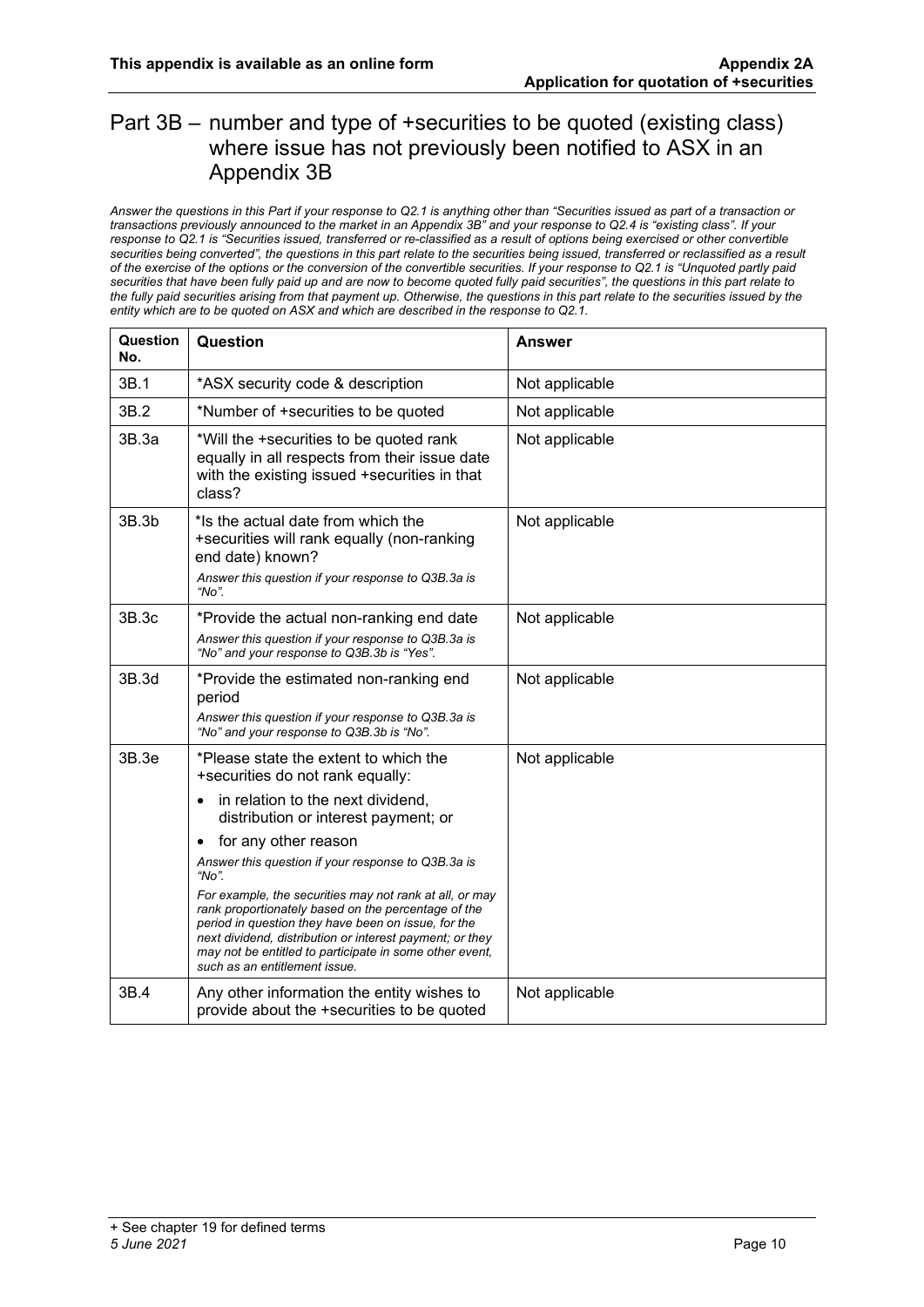## Part 3B – number and type of +securities to be quoted (existing class) where issue has not previously been notified to ASX in an Appendix 3B

*Answer the questions in this Part if your response to Q2.1 is anything other than "Securities issued as part of a transaction or transactions previously announced to the market in an Appendix 3B" and your response to Q2.4 is "existing class". If your response to Q2.1 is "Securities issued, transferred or re-classified as a result of options being exercised or other convertible securities being converted", the questions in this part relate to the securities being issued, transferred or reclassified as a result of the exercise of the options or the conversion of the convertible securities. If your response to Q2.1 is "Unquoted partly paid securities that have been fully paid up and are now to become quoted fully paid securities", the questions in this part relate to the fully paid securities arising from that payment up. Otherwise, the questions in this part relate to the securities issued by the entity which are to be quoted on ASX and which are described in the response to Q2.1.*

| Question No. | Question | Answer |
|---|---|---|
| 3B.1 | *ASX security code & description | Not applicable |
| 3B.2 | *Number of +securities to be quoted | Not applicable |
| 3B.3a | *Will the +securities to be quoted rank equally in all respects from their issue date with the existing issued +securities in that class? | Not applicable |
| 3B.3b | *Is the actual date from which the +securities will rank equally (non-ranking end date) known?<br>*Answer this question if your response to Q3B.3a is "No".* | Not applicable |
| 3B.3c | *Provide the actual non-ranking end date<br>*Answer this question if your response to Q3B.3a is "No" and your response to Q3B.3b is "Yes".* | Not applicable |
| 3B.3d | *Provide the estimated non-ranking end period<br>*Answer this question if your response to Q3B.3a is "No" and your response to Q3B.3b is "No".* | Not applicable |
| 3B.3e | *Please state the extent to which the +securities do not rank equally:<br>• in relation to the next dividend, distribution or interest payment; or<br>• for any other reason<br>*Answer this question if your response to Q3B.3a is "No".*<br>*For example, the securities may not rank at all, or may rank proportionately based on the percentage of the period in question they have been on issue, for the next dividend, distribution or interest payment; or they may not be entitled to participate in some other event, such as an entitlement issue.* | Not applicable |
| 3B.4 | Any other information the entity wishes to provide about the +securities to be quoted | Not applicable |

+ See chapter 19 for defined terms
*5 June 2021*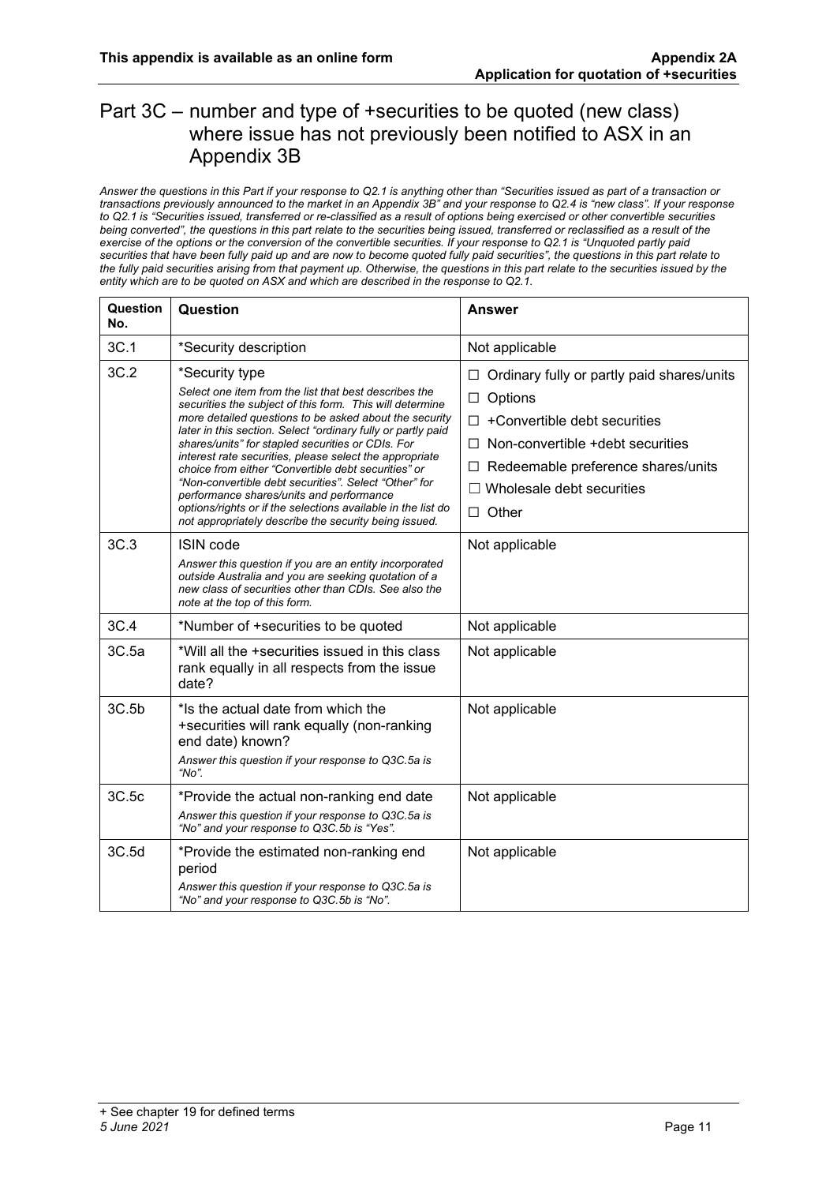## Part 3C – number and type of +securities to be quoted (new class) where issue has not previously been notified to ASX in an Appendix 3B

*Answer the questions in this Part if your response to Q2.1 is anything other than "Securities issued as part of a transaction or transactions previously announced to the market in an Appendix 3B" and your response to Q2.4 is "new class". If your response to Q2.1 is "Securities issued, transferred or re-classified as a result of options being exercised or other convertible securities being converted", the questions in this part relate to the securities being issued, transferred or reclassified as a result of the exercise of the options or the conversion of the convertible securities. If your response to Q2.1 is "Unquoted partly paid securities that have been fully paid up and are now to become quoted fully paid securities", the questions in this part relate to the fully paid securities arising from that payment up. Otherwise, the questions in this part relate to the securities issued by the entity which are to be quoted on ASX and which are described in the response to Q2.1.*

| Question No. | Question | Answer |
|---|---|---|
| 3C.1 | *Security description | Not applicable |
| 3C.2 | *Security type<br>*Select one item from the list that best describes the securities the subject of this form. This will determine more detailed questions to be asked about the security later in this section. Select "ordinary fully or partly paid shares/units" for stapled securities or CDIs. For interest rate securities, please select the appropriate choice from either "Convertible debt securities" or "Non-convertible debt securities". Select "Other" for performance shares/units and performance options/rights or if the selections available in the list do not appropriately describe the security being issued.* | ☐ Ordinary fully or partly paid shares/units<br>☐ Options<br>☐ +Convertible debt securities<br>☐ Non-convertible +debt securities<br>☐ Redeemable preference shares/units<br>☐ Wholesale debt securities<br>☐ Other |
| 3C.3 | ISIN code<br>*Answer this question if you are an entity incorporated outside Australia and you are seeking quotation of a new class of securities other than CDIs. See also the note at the top of this form.* | Not applicable |
| 3C.4 | *Number of +securities to be quoted | Not applicable |
| 3C.5a | *Will all the +securities issued in this class rank equally in all respects from the issue date? | Not applicable |
| 3C.5b | *Is the actual date from which the +securities will rank equally (non-ranking end date) known?<br>*Answer this question if your response to Q3C.5a is "No".* | Not applicable |
| 3C.5c | *Provide the actual non-ranking end date<br>*Answer this question if your response to Q3C.5a is "No" and your response to Q3C.5b is "Yes".* | Not applicable |
| 3C.5d | *Provide the estimated non-ranking end period<br>*Answer this question if your response to Q3C.5a is "No" and your response to Q3C.5b is "No".* | Not applicable |

+ See chapter 19 for defined terms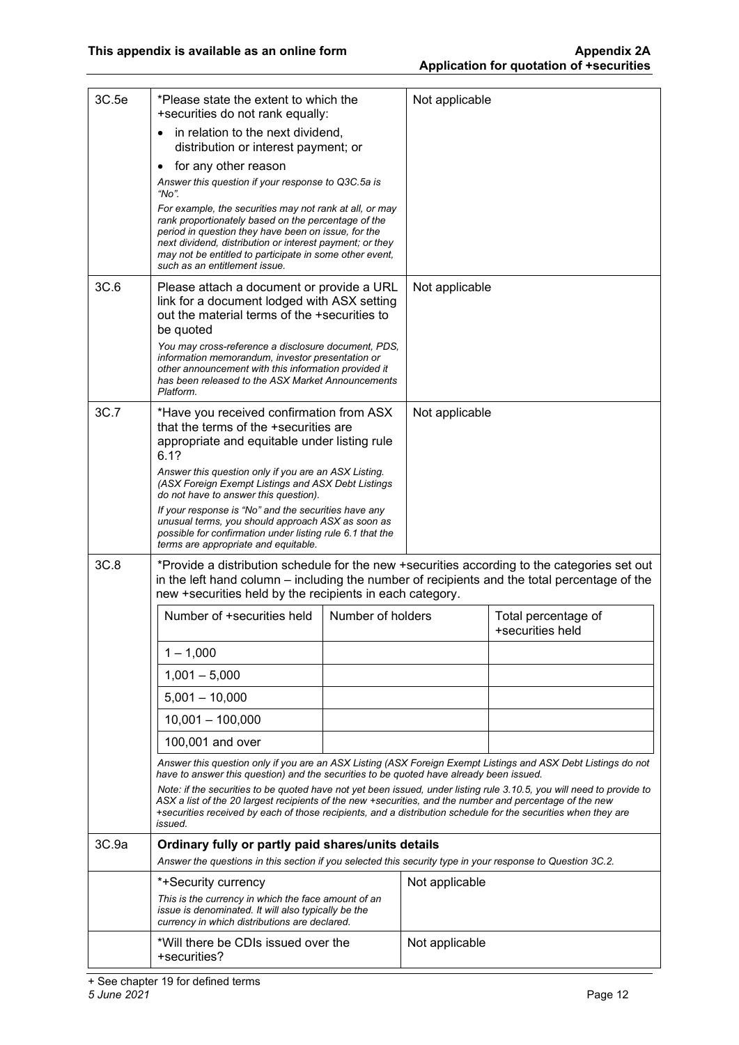| | | |
|---|---|---|
| 3C.5e | *Please state the extent to which the +securities do not rank equally:<br>• in relation to the next dividend, distribution or interest payment; or<br>• for any other reason<br>*Answer this question if your response to Q3C.5a is "No".*<br>*For example, the securities may not rank at all, or may rank proportionately based on the percentage of the period in question they have been on issue, for the next dividend, distribution or interest payment; or they may not be entitled to participate in some other event, such as an entitlement issue.* | Not applicable |
| 3C.6 | Please attach a document or provide a URL link for a document lodged with ASX setting out the material terms of the +securities to be quoted<br>*You may cross-reference a disclosure document, PDS, information memorandum, investor presentation or other announcement with this information provided it has been released to the ASX Market Announcements Platform.* | Not applicable |
| 3C.7 | *Have you received confirmation from ASX that the terms of the +securities are appropriate and equitable under listing rule 6.1?<br>*Answer this question only if you are an ASX Listing. (ASX Foreign Exempt Listings and ASX Debt Listings do not have to answer this question).*<br>*If your response is "No" and the securities have any unusual terms, you should approach ASX as soon as possible for confirmation under listing rule 6.1 that the terms are appropriate and equitable.* | Not applicable |

**3C.8** *Provide a distribution schedule for the new +securities according to the categories set out in the left hand column – including the number of recipients and the total percentage of the new +securities held by the recipients in each category.

| Number of +securities held | Number of holders | Total percentage of +securities held |
|---|---|---|
| 1 – 1,000 | | |
| 1,001 – 5,000 | | |
| 5,001 – 10,000 | | |
| 10,001 – 100,000 | | |
| 100,001 and over | | |

*Answer this question only if you are an ASX Listing (ASX Foreign Exempt Listings and ASX Debt Listings do not have to answer this question) and the securities to be quoted have already been issued.*

*Note: if the securities to be quoted have not yet been issued, under listing rule 3.10.5, you will need to provide to ASX a list of the 20 largest recipients of the new +securities, and the number and percentage of the new +securities received by each of those recipients, and a distribution schedule for the securities when they are issued.*

**3C.9a Ordinary fully or partly paid shares/units details**

*Answer the questions in this section if you selected this security type in your response to Question 3C.2.*

| | |
|---|---|
| *+Security currency<br>*This is the currency in which the face amount of an issue is denominated. It will also typically be the currency in which distributions are declared.* | Not applicable |
| *Will there be CDIs issued over the +securities? | Not applicable |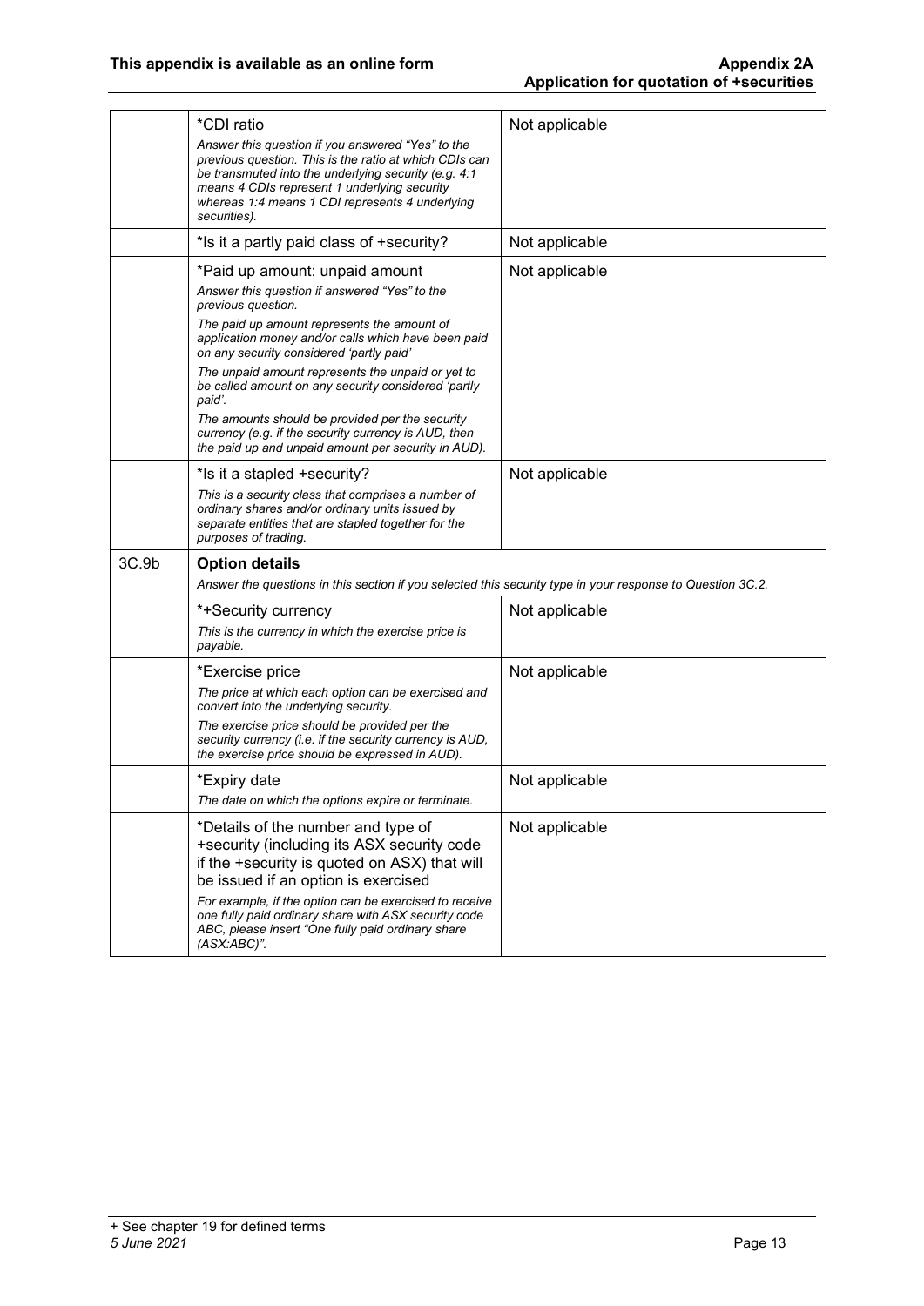| | | |
|---|---|---|
| | *CDI ratio<br>*Answer this question if you answered "Yes" to the previous question. This is the ratio at which CDIs can be transmuted into the underlying security (e.g. 4:1 means 4 CDIs represent 1 underlying security whereas 1:4 means 1 CDI represents 4 underlying securities).* | Not applicable |
| | *Is it a partly paid class of +security? | Not applicable |
| | *Paid up amount: unpaid amount<br>*Answer this question if answered "Yes" to the previous question.*<br>*The paid up amount represents the amount of application money and/or calls which have been paid on any security considered 'partly paid'*<br>*The unpaid amount represents the unpaid or yet to be called amount on any security considered 'partly paid'.*<br>*The amounts should be provided per the security currency (e.g. if the security currency is AUD, then the paid up and unpaid amount per security in AUD).* | Not applicable |
| | *Is it a stapled +security?<br>*This is a security class that comprises a number of ordinary shares and/or ordinary units issued by separate entities that are stapled together for the purposes of trading.* | Not applicable |
| 3C.9b | **Option details**<br>*Answer the questions in this section if you selected this security type in your response to Question 3C.2.* | |
| | *+Security currency<br>*This is the currency in which the exercise price is payable.* | Not applicable |
| | *Exercise price<br>*The price at which each option can be exercised and convert into the underlying security.*<br>*The exercise price should be provided per the security currency (i.e. if the security currency is AUD, the exercise price should be expressed in AUD).* | Not applicable |
| | *Expiry date<br>*The date on which the options expire or terminate.* | Not applicable |
| | *Details of the number and type of +security (including its ASX security code if the +security is quoted on ASX) that will be issued if an option is exercised<br>*For example, if the option can be exercised to receive one fully paid ordinary share with ASX security code ABC, please insert "One fully paid ordinary share (ASX:ABC)".* | Not applicable |

+ See chapter 19 for defined terms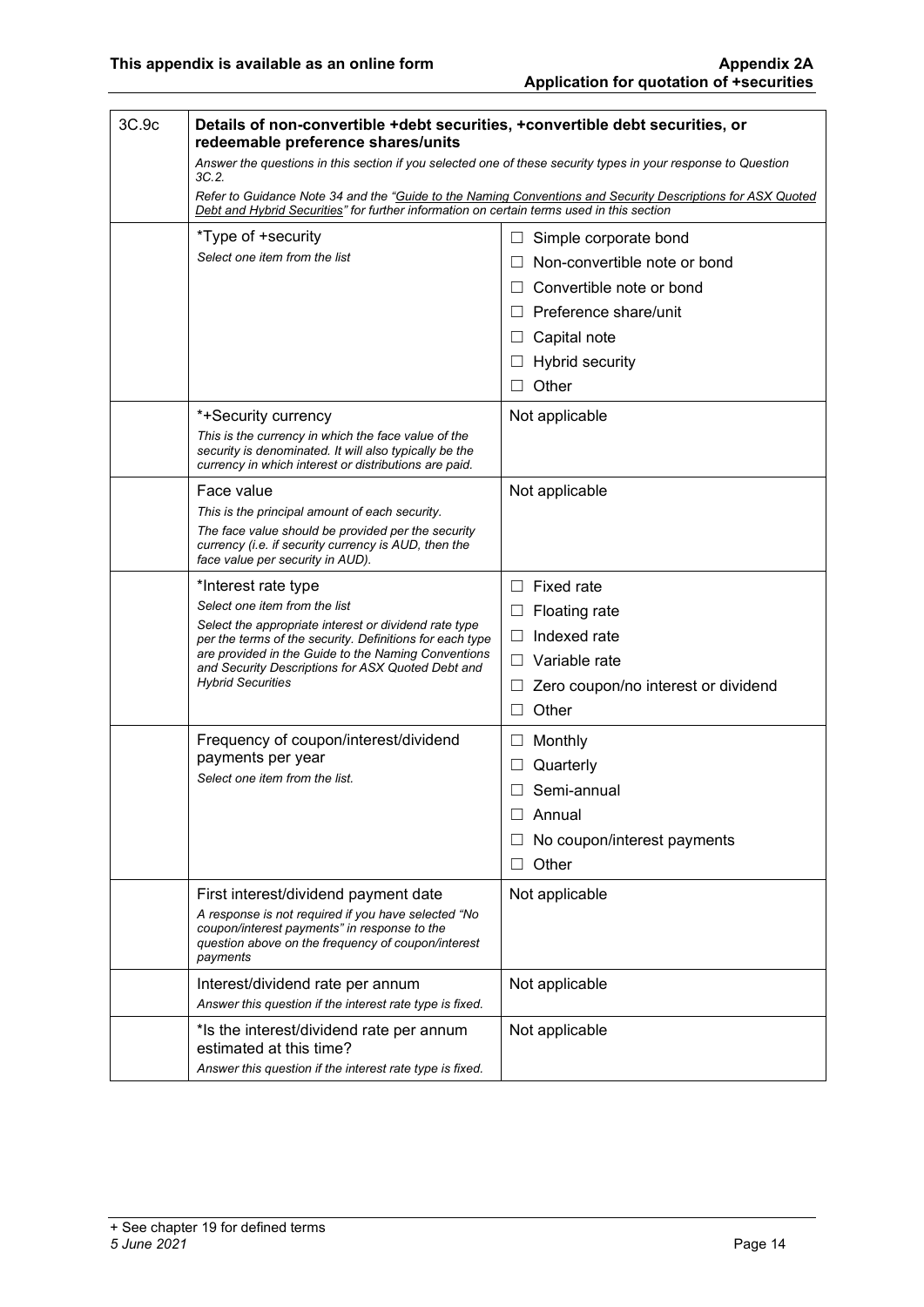| 3C.9c | **Details of non-convertible +debt securities, +convertible debt securities, or redeemable preference shares/units** *Answer the questions in this section if you selected one of these security types in your response to Question 3C.2.* *Refer to Guidance Note 34 and the "Guide to the Naming Conventions and Security Descriptions for ASX Quoted Debt and Hybrid Securities" for further information on certain terms used in this section* | |
|---|---|---|
| | *Type of +security *Select one item from the list* | ☐ Simple corporate bond ☐ Non-convertible note or bond ☐ Convertible note or bond ☐ Preference share/unit ☐ Capital note ☐ Hybrid security ☐ Other |
| | *+Security currency *This is the currency in which the face value of the security is denominated. It will also typically be the currency in which interest or distributions are paid.* | Not applicable |
| | Face value *This is the principal amount of each security.* *The face value should be provided per the security currency (i.e. if security currency is AUD, then the face value per security in AUD).* | Not applicable |
| | *Interest rate type *Select one item from the list* *Select the appropriate interest or dividend rate type per the terms of the security. Definitions for each type are provided in the Guide to the Naming Conventions and Security Descriptions for ASX Quoted Debt and Hybrid Securities* | ☐ Fixed rate ☐ Floating rate ☐ Indexed rate ☐ Variable rate ☐ Zero coupon/no interest or dividend ☐ Other |
| | Frequency of coupon/interest/dividend payments per year *Select one item from the list.* | ☐ Monthly ☐ Quarterly ☐ Semi-annual ☐ Annual ☐ No coupon/interest payments ☐ Other |
| | First interest/dividend payment date *A response is not required if you have selected "No coupon/interest payments" in response to the question above on the frequency of coupon/interest payments* | Not applicable |
| | Interest/dividend rate per annum *Answer this question if the interest rate type is fixed.* | Not applicable |
| | *Is the interest/dividend rate per annum estimated at this time? *Answer this question if the interest rate type is fixed.* | Not applicable |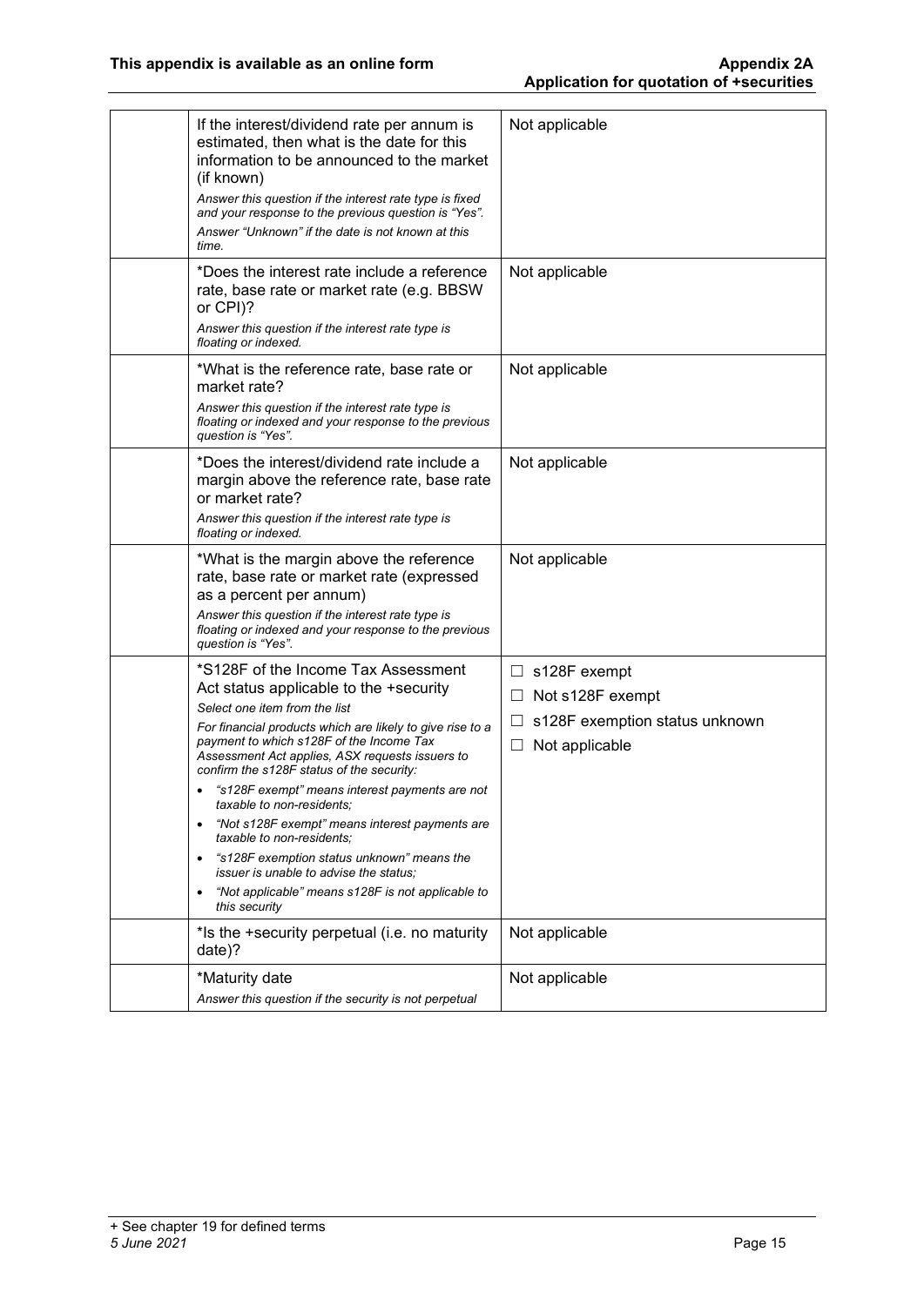| | | |
|---|---|---|
| | If the interest/dividend rate per annum is estimated, then what is the date for this information to be announced to the market (if known)<br>*Answer this question if the interest rate type is fixed and your response to the previous question is "Yes".*<br>*Answer "Unknown" if the date is not known at this time.* | Not applicable |
| | *Does the interest rate include a reference rate, base rate or market rate (e.g. BBSW or CPI)?<br>*Answer this question if the interest rate type is floating or indexed.* | Not applicable |
| | *What is the reference rate, base rate or market rate?<br>*Answer this question if the interest rate type is floating or indexed and your response to the previous question is "Yes".* | Not applicable |
| | *Does the interest/dividend rate include a margin above the reference rate, base rate or market rate?<br>*Answer this question if the interest rate type is floating or indexed.* | Not applicable |
| | *What is the margin above the reference rate, base rate or market rate (expressed as a percent per annum)<br>*Answer this question if the interest rate type is floating or indexed and your response to the previous question is "Yes".* | Not applicable |
| | *S128F of the Income Tax Assessment Act status applicable to the +security<br>*Select one item from the list*<br>*For financial products which are likely to give rise to a payment to which s128F of the Income Tax Assessment Act applies, ASX requests issuers to confirm the s128F status of the security:*<br>• *"s128F exempt" means interest payments are not taxable to non-residents;*<br>• *"Not s128F exempt" means interest payments are taxable to non-residents;*<br>• *"s128F exemption status unknown" means the issuer is unable to advise the status;*<br>• *"Not applicable" means s128F is not applicable to this security* | ☐ s128F exempt<br>☐ Not s128F exempt<br>☐ s128F exemption status unknown<br>☐ Not applicable |
| | *Is the +security perpetual (i.e. no maturity date)? | Not applicable |
| | *Maturity date<br>*Answer this question if the security is not perpetual* | Not applicable |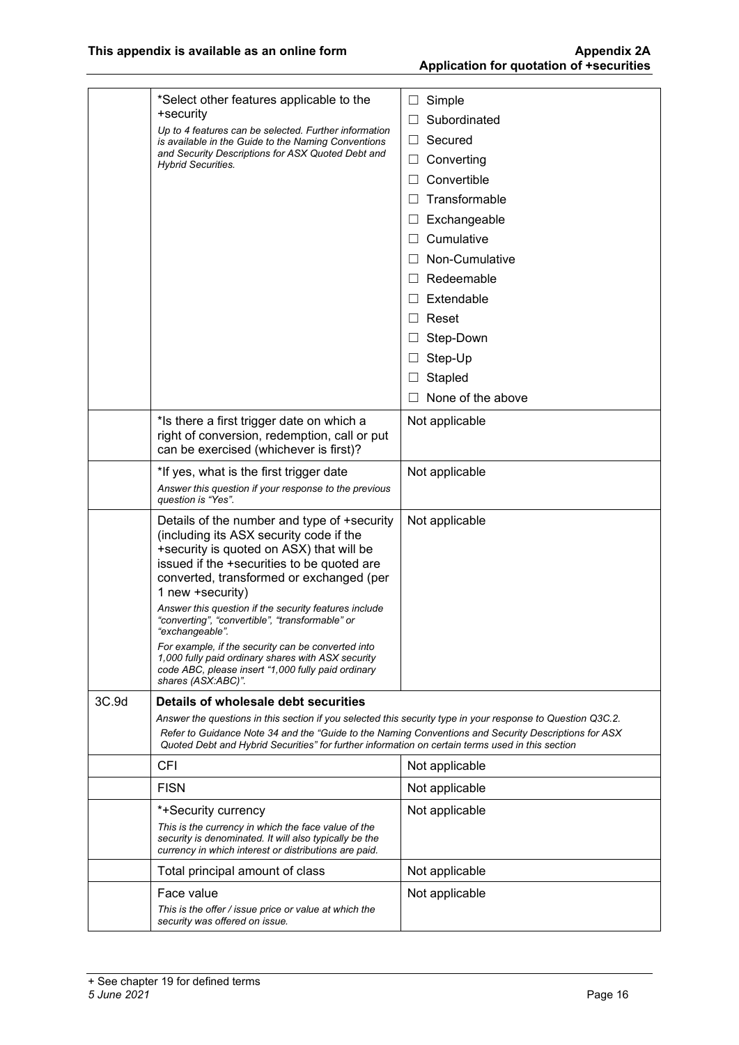| | | |
|---|---|---|
| | *Select other features applicable to the +security<br>*Up to 4 features can be selected. Further information is available in the Guide to the Naming Conventions and Security Descriptions for ASX Quoted Debt and Hybrid Securities.* | ☐ Simple<br>☐ Subordinated<br>☐ Secured<br>☐ Converting<br>☐ Convertible<br>☐ Transformable<br>☐ Exchangeable<br>☐ Cumulative<br>☐ Non-Cumulative<br>☐ Redeemable<br>☐ Extendable<br>☐ Reset<br>☐ Step-Down<br>☐ Step-Up<br>☐ Stapled<br>☐ None of the above |
| | *Is there a first trigger date on which a right of conversion, redemption, call or put can be exercised (whichever is first)? | Not applicable |
| | *If yes, what is the first trigger date<br>*Answer this question if your response to the previous question is "Yes".* | Not applicable |
| | Details of the number and type of +security (including its ASX security code if the +security is quoted on ASX) that will be issued if the +securities to be quoted are converted, transformed or exchanged (per 1 new +security)<br>*Answer this question if the security features include "converting", "convertible", "transformable" or "exchangeable".*<br>*For example, if the security can be converted into 1,000 fully paid ordinary shares with ASX security code ABC, please insert "1,000 fully paid ordinary shares (ASX:ABC)".* | Not applicable |
| 3C.9d | **Details of wholesale debt securities**<br>*Answer the questions in this section if you selected this security type in your response to Question Q3C.2.*<br>*Refer to Guidance Note 34 and the "Guide to the Naming Conventions and Security Descriptions for ASX Quoted Debt and Hybrid Securities" for further information on certain terms used in this section* | |
| | CFI | Not applicable |
| | FISN | Not applicable |
| | *+Security currency<br>*This is the currency in which the face value of the security is denominated. It will also typically be the currency in which interest or distributions are paid.* | Not applicable |
| | Total principal amount of class | Not applicable |
| | Face value<br>*This is the offer / issue price or value at which the security was offered on issue.* | Not applicable |

+ See chapter 19 for defined terms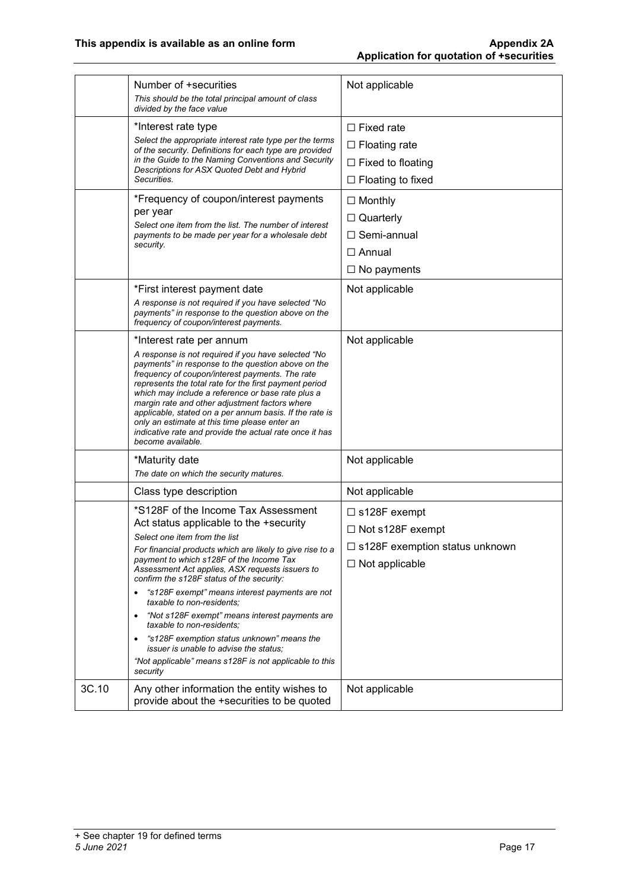| | | |
|---|---|---|
| | Number of +securities<br>*This should be the total principal amount of class divided by the face value* | Not applicable |
| | *Interest rate type<br>*Select the appropriate interest rate type per the terms of the security. Definitions for each type are provided in the Guide to the Naming Conventions and Security Descriptions for ASX Quoted Debt and Hybrid Securities.* | ☐ Fixed rate<br>☐ Floating rate<br>☐ Fixed to floating<br>☐ Floating to fixed |
| | *Frequency of coupon/interest payments per year<br>*Select one item from the list. The number of interest payments to be made per year for a wholesale debt security.* | ☐ Monthly<br>☐ Quarterly<br>☐ Semi-annual<br>☐ Annual<br>☐ No payments |
| | *First interest payment date<br>*A response is not required if you have selected "No payments" in response to the question above on the frequency of coupon/interest payments.* | Not applicable |
| | *Interest rate per annum<br>*A response is not required if you have selected "No payments" in response to the question above on the frequency of coupon/interest payments. The rate represents the total rate for the first payment period which may include a reference or base rate plus a margin rate and other adjustment factors where applicable, stated on a per annum basis. If the rate is only an estimate at this time please enter an indicative rate and provide the actual rate once it has become available.* | Not applicable |
| | *Maturity date<br>*The date on which the security matures.* | Not applicable |
| | Class type description | Not applicable |
| | *S128F of the Income Tax Assessment Act status applicable to the +security<br>*Select one item from the list*<br>*For financial products which are likely to give rise to a payment to which s128F of the Income Tax Assessment Act applies, ASX requests issuers to confirm the s128F status of the security:*<br>• *"s128F exempt" means interest payments are not taxable to non-residents;*<br>• *"Not s128F exempt" means interest payments are taxable to non-residents;*<br>• *"s128F exemption status unknown" means the issuer is unable to advise the status;*<br>*"Not applicable" means s128F is not applicable to this security* | ☐ s128F exempt<br>☐ Not s128F exempt<br>☐ s128F exemption status unknown<br>☐ Not applicable |
| 3C.10 | Any other information the entity wishes to provide about the +securities to be quoted | Not applicable |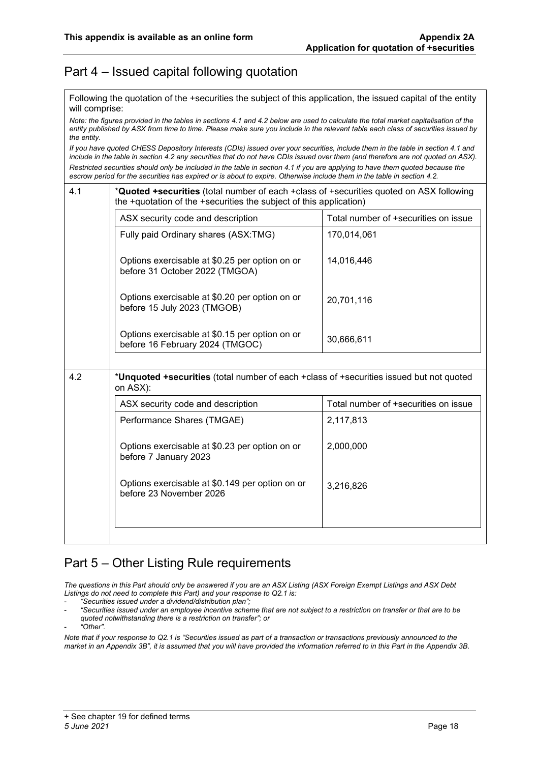## Part 4 – Issued capital following quotation

Following the quotation of the +securities the subject of this application, the issued capital of the entity will comprise:

*Note: the figures provided in the tables in sections 4.1 and 4.2 below are used to calculate the total market capitalisation of the entity published by ASX from time to time. Please make sure you include in the relevant table each class of securities issued by the entity.*

*If you have quoted CHESS Depository Interests (CDIs) issued over your securities, include them in the table in section 4.1 and include in the table in section 4.2 any securities that do not have CDIs issued over them (and therefore are not quoted on ASX).*

*Restricted securities should only be included in the table in section 4.1 if you are applying to have them quoted because the escrow period for the securities has expired or is about to expire. Otherwise include them in the table in section 4.2.*

**4.1** ***Quoted +securities** (total number of each +class of +securities quoted on ASX following the +quotation of the +securities the subject of this application)

| ASX security code and description | Total number of +securities on issue |
|---|---|
| Fully paid Ordinary shares (ASX:TMG) | 170,014,061 |
| Options exercisable at $0.25 per option on or before 31 October 2022 (TMGOA) | 14,016,446 |
| Options exercisable at $0.20 per option on or before 15 July 2023 (TMGOB) | 20,701,116 |
| Options exercisable at $0.15 per option on or before 16 February 2024 (TMGOC) | 30,666,611 |

**4.2** ***Unquoted +securities** (total number of each +class of +securities issued but not quoted on ASX):

| ASX security code and description | Total number of +securities on issue |
|---|---|
| Performance Shares (TMGAE) | 2,117,813 |
| Options exercisable at $0.23 per option on or before 7 January 2023 | 2,000,000 |
| Options exercisable at $0.149 per option on or before 23 November 2026 | 3,216,826 |

## Part 5 – Other Listing Rule requirements

*The questions in this Part should only be answered if you are an ASX Listing (ASX Foreign Exempt Listings and ASX Debt Listings do not need to complete this Part) and your response to Q2.1 is:*

- *"Securities issued under a dividend/distribution plan";*
- *"Securities issued under an employee incentive scheme that are not subject to a restriction on transfer or that are to be quoted notwithstanding there is a restriction on transfer"; or*
- *"Other".*

*Note that if your response to Q2.1 is "Securities issued as part of a transaction or transactions previously announced to the market in an Appendix 3B", it is assumed that you will have provided the information referred to in this Part in the Appendix 3B.*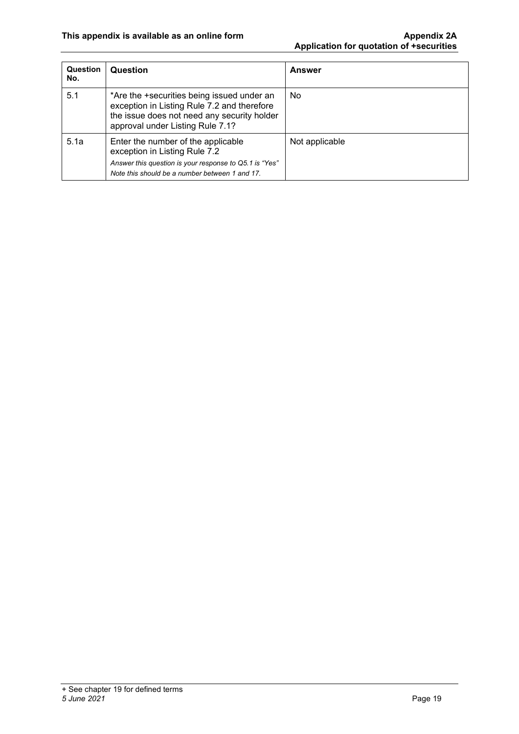| Question No. | Question | Answer |
|---|---|---|
| 5.1 | *Are the +securities being issued under an exception in Listing Rule 7.2 and therefore the issue does not need any security holder approval under Listing Rule 7.1? | No |
| 5.1a | Enter the number of the applicable exception in Listing Rule 7.2<br>*Answer this question is your response to Q5.1 is "Yes"*<br>*Note this should be a number between 1 and 17.* | Not applicable |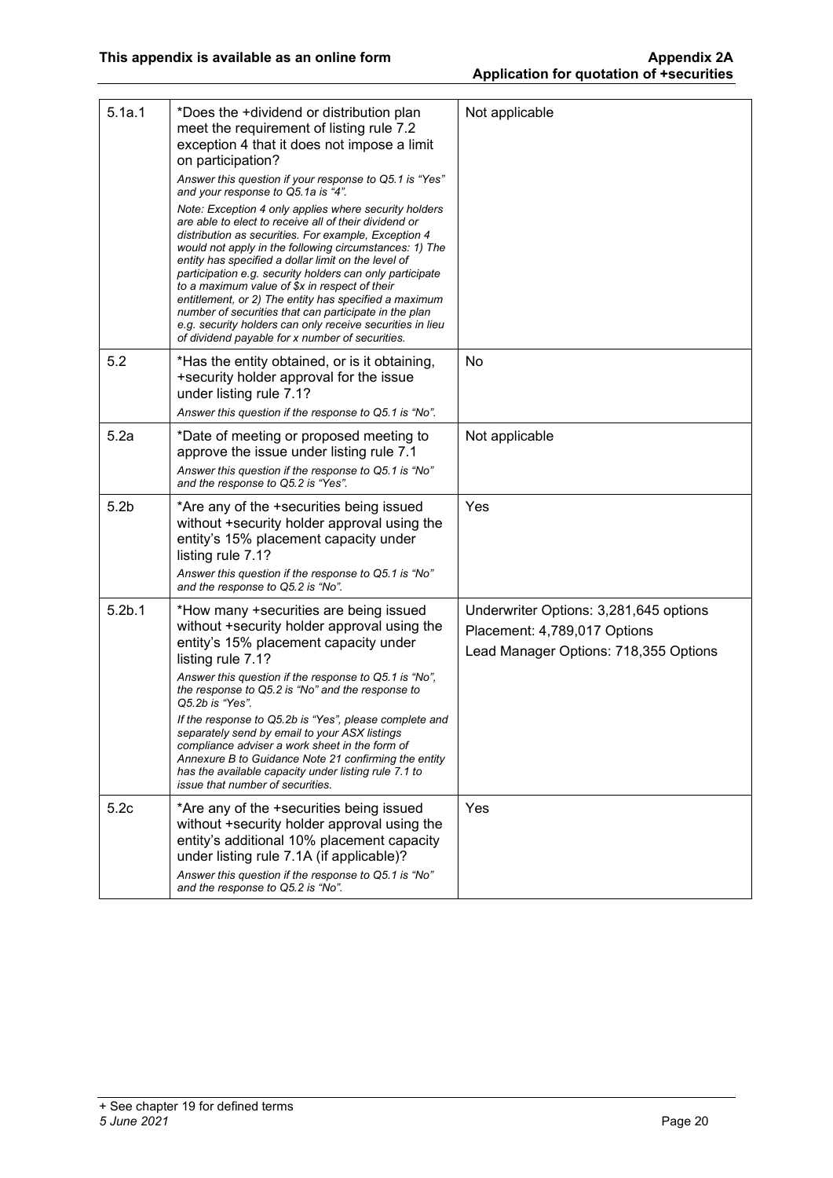| | | |
|---|---|---|
| 5.1a.1 | *Does the +dividend or distribution plan meet the requirement of listing rule 7.2 exception 4 that it does not impose a limit on participation?<br>*Answer this question if your response to Q5.1 is "Yes" and your response to Q5.1a is "4".*<br>*Note: Exception 4 only applies where security holders are able to elect to receive all of their dividend or distribution as securities. For example, Exception 4 would not apply in the following circumstances: 1) The entity has specified a dollar limit on the level of participation e.g. security holders can only participate to a maximum value of $x in respect of their entitlement, or 2) The entity has specified a maximum number of securities that can participate in the plan e.g. security holders can only receive securities in lieu of dividend payable for x number of securities.* | Not applicable |
| 5.2 | *Has the entity obtained, or is it obtaining, +security holder approval for the issue under listing rule 7.1?<br>*Answer this question if the response to Q5.1 is "No".* | No |
| 5.2a | *Date of meeting or proposed meeting to approve the issue under listing rule 7.1<br>*Answer this question if the response to Q5.1 is "No" and the response to Q5.2 is "Yes".* | Not applicable |
| 5.2b | *Are any of the +securities being issued without +security holder approval using the entity's 15% placement capacity under listing rule 7.1?<br>*Answer this question if the response to Q5.1 is "No" and the response to Q5.2 is "No".* | Yes |
| 5.2b.1 | *How many +securities are being issued without +security holder approval using the entity's 15% placement capacity under listing rule 7.1?<br>*Answer this question if the response to Q5.1 is "No", the response to Q5.2 is "No" and the response to Q5.2b is "Yes".*<br>*If the response to Q5.2b is "Yes", please complete and separately send by email to your ASX listings compliance adviser a work sheet in the form of Annexure B to Guidance Note 21 confirming the entity has the available capacity under listing rule 7.1 to issue that number of securities.* | Underwriter Options: 3,281,645 options<br>Placement: 4,789,017 Options<br>Lead Manager Options: 718,355 Options |
| 5.2c | *Are any of the +securities being issued without +security holder approval using the entity's additional 10% placement capacity under listing rule 7.1A (if applicable)?<br>*Answer this question if the response to Q5.1 is "No" and the response to Q5.2 is "No".* | Yes |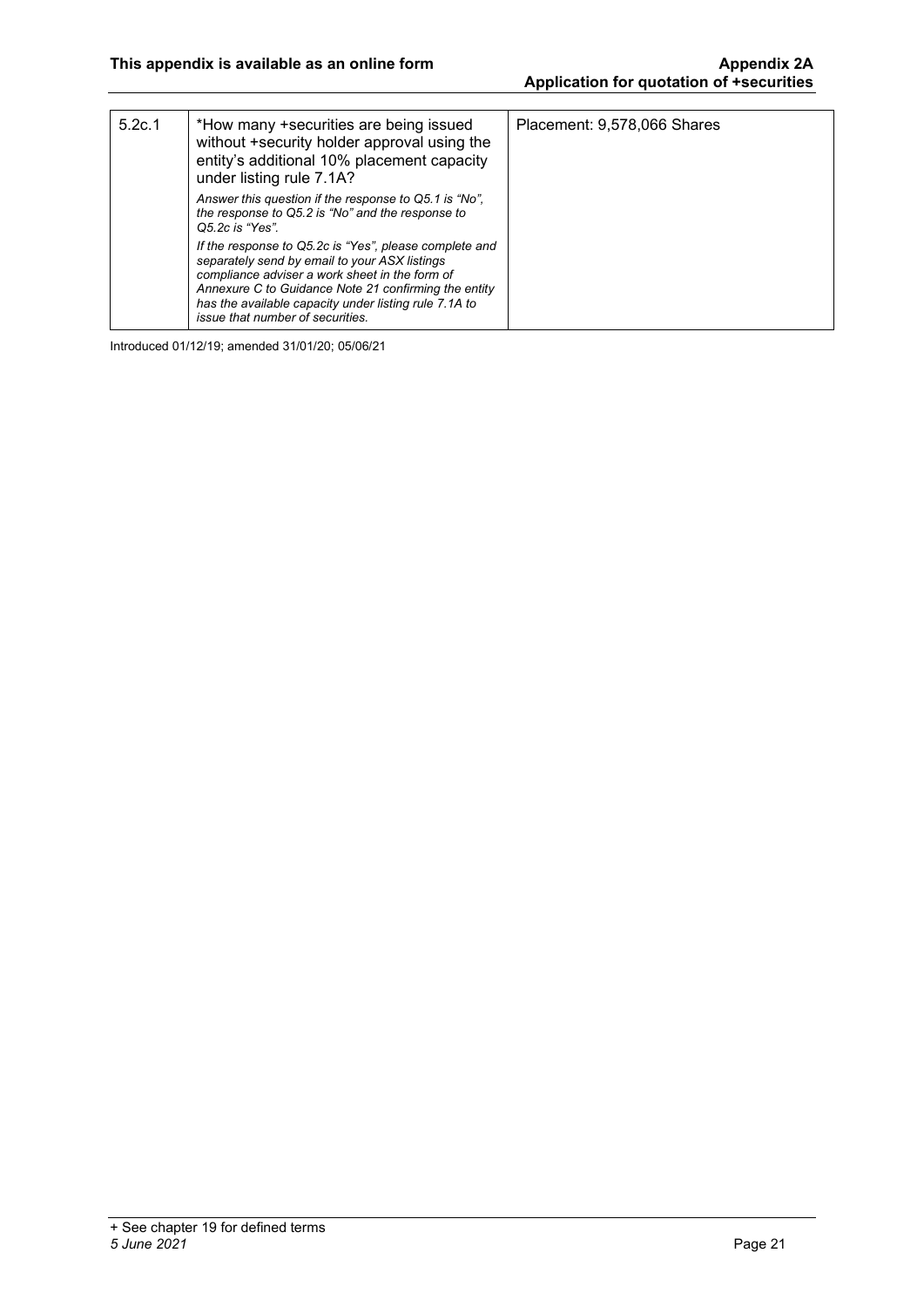| | | |
|---|---|---|
| 5.2c.1 | *How many +securities are being issued without +security holder approval using the entity's additional 10% placement capacity under listing rule 7.1A?<br><br>*Answer this question if the response to Q5.1 is "No", the response to Q5.2 is "No" and the response to Q5.2c is "Yes".*<br><br>*If the response to Q5.2c is "Yes", please complete and separately send by email to your ASX listings compliance adviser a work sheet in the form of Annexure C to Guidance Note 21 confirming the entity has the available capacity under listing rule 7.1A to issue that number of securities.* | Placement: 9,578,066 Shares |

Introduced 01/12/19; amended 31/01/20; 05/06/21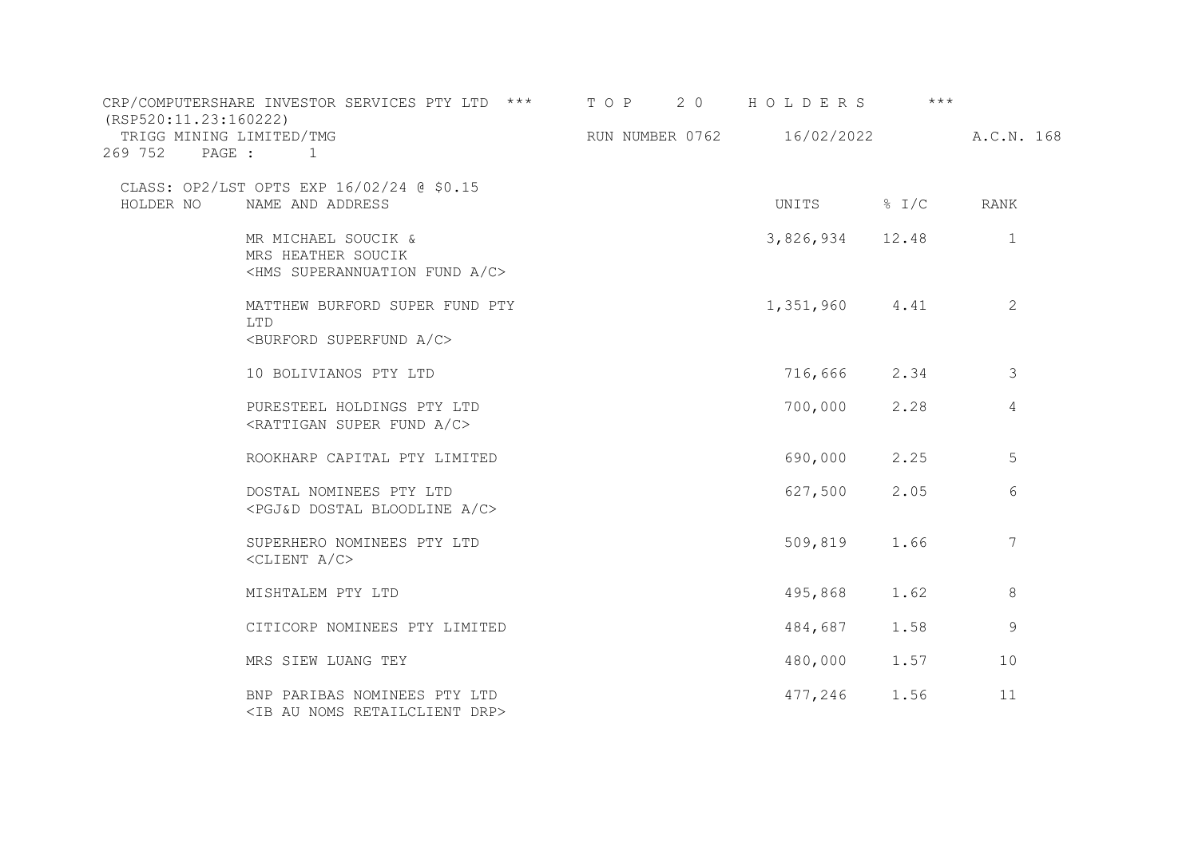CRP/COMPUTERSHARE INVESTOR SERVICES PTY LTD *** T O P 2 0 H O L D E R S ***
(RSP520:11.23:160222)
TRIGG MINING LIMITED/TMG RUN NUMBER 0762 16/02/2022 A.C.N. 168 269 752 PAGE : 1

CLASS: OP2/LST OPTS EXP 16/02/24 @ $0.15

| HOLDER NO | NAME AND ADDRESS | UNITS | % I/C | RANK |
|---|---|---|---|---|
| | MR MICHAEL SOUCIK & MRS HEATHER SOUCIK <HMS SUPERANNUATION FUND A/C> | 3,826,934 | 12.48 | 1 |
| | MATTHEW BURFORD SUPER FUND PTY LTD <BURFORD SUPERFUND A/C> | 1,351,960 | 4.41 | 2 |
| | 10 BOLIVIANOS PTY LTD | 716,666 | 2.34 | 3 |
| | PURESTEEL HOLDINGS PTY LTD <RATTIGAN SUPER FUND A/C> | 700,000 | 2.28 | 4 |
| | ROOKHARP CAPITAL PTY LIMITED | 690,000 | 2.25 | 5 |
| | DOSTAL NOMINEES PTY LTD <PGJ&D DOSTAL BLOODLINE A/C> | 627,500 | 2.05 | 6 |
| | SUPERHERO NOMINEES PTY LTD <CLIENT A/C> | 509,819 | 1.66 | 7 |
| | MISHTALEM PTY LTD | 495,868 | 1.62 | 8 |
| | CITICORP NOMINEES PTY LIMITED | 484,687 | 1.58 | 9 |
| | MRS SIEW LUANG TEY | 480,000 | 1.57 | 10 |
| | BNP PARIBAS NOMINEES PTY LTD <IB AU NOMS RETAILCLIENT DRP> | 477,246 | 1.56 | 11 |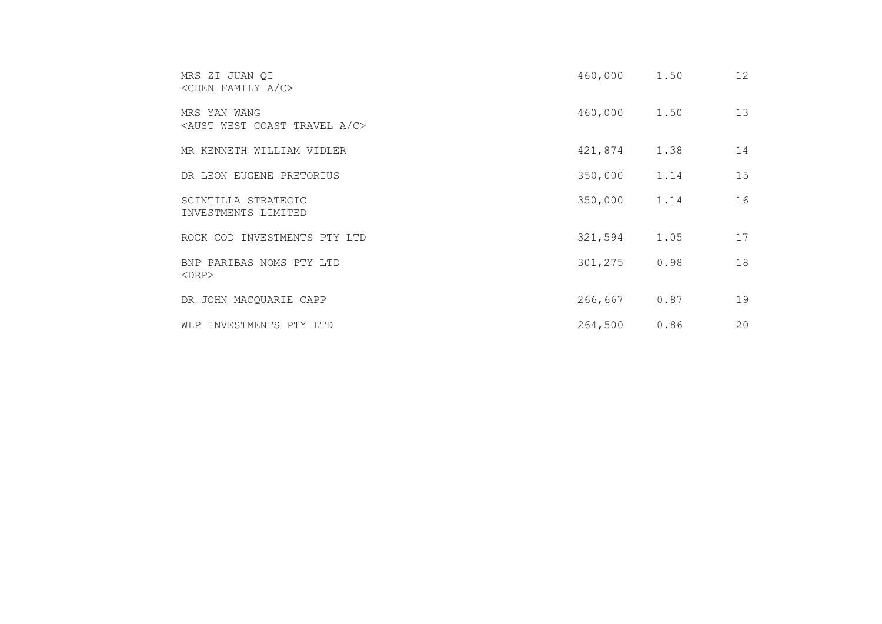| | | | |
|---|---|---|---|
| MRS ZI JUAN QI <CHEN FAMILY A/C> | 460,000 | 1.50 | 12 |
| MRS YAN WANG <AUST WEST COAST TRAVEL A/C> | 460,000 | 1.50 | 13 |
| MR KENNETH WILLIAM VIDLER | 421,874 | 1.38 | 14 |
| DR LEON EUGENE PRETORIUS | 350,000 | 1.14 | 15 |
| SCINTILLA STRATEGIC INVESTMENTS LIMITED | 350,000 | 1.14 | 16 |
| ROCK COD INVESTMENTS PTY LTD | 321,594 | 1.05 | 17 |
| BNP PARIBAS NOMS PTY LTD <DRP> | 301,275 | 0.98 | 18 |
| DR JOHN MACQUARIE CAPP | 266,667 | 0.87 | 19 |
| WLP INVESTMENTS PTY LTD | 264,500 | 0.86 | 20 |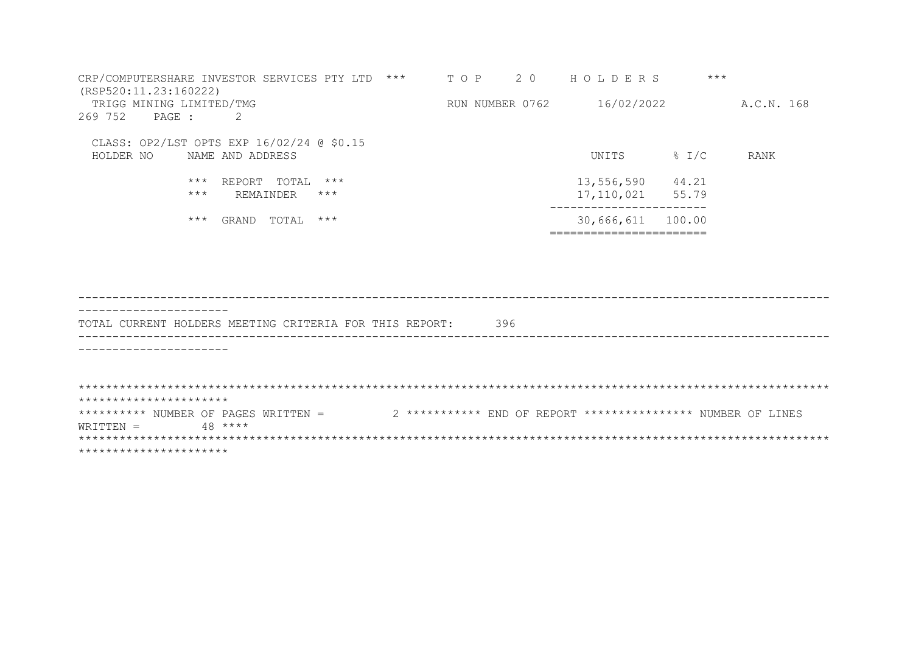CRP/COMPUTERSHARE INVESTOR SERVICES PTY LTD *** T O P 2 0 H O L D E R S ***
(RSP520:11.23:160222)
TRIGG MINING LIMITED/TMG RUN NUMBER 0762 16/02/2022 A.C.N. 168 269 752 PAGE : 2

CLASS: OP2/LST OPTS EXP 16/02/24 @ $0.15

| HOLDER NO | NAME AND ADDRESS | UNITS | % I/C | RANK |
|---|---|---|---|---|
| | *** REPORT TOTAL *** | 13,556,590 | 44.21 | |
| | *** REMAINDER *** | 17,110,021 | 55.79 | |
| | *** GRAND TOTAL *** | 30,666,611 | 100.00 | |

TOTAL CURRENT HOLDERS MEETING CRITERIA FOR THIS REPORT: 396

********** NUMBER OF PAGES WRITTEN = 2 *********** END OF REPORT **************** NUMBER OF LINES WRITTEN = 48 ****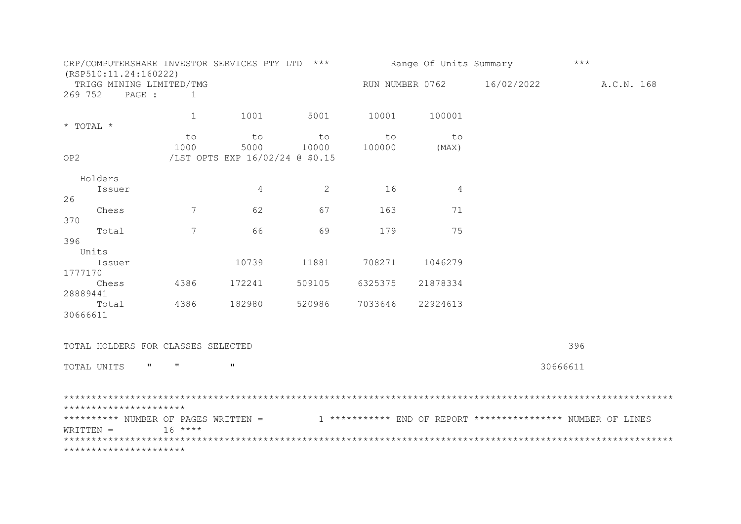CRP/COMPUTERSHARE INVESTOR SERVICES PTY LTD *** Range Of Units Summary ***
(RSP510:11.24:160222)
TRIGG MINING LIMITED/TMG RUN NUMBER 0762 16/02/2022 A.C.N. 168 269 752 PAGE : 1

| | 1 to 1000 | 1001 to 5000 | 5001 to 10000 | 10001 to 100000 | 100001 to (MAX) | * TOTAL * |
|---|---|---|---|---|---|---|
| OP2 /LST OPTS EXP 16/02/24 @ $0.15 | | | | | | |
| Holders | | | | | | |
| Issuer | | 4 | 2 | 16 | 4 | 26 |
| Chess | 7 | 62 | 67 | 163 | 71 | 370 |
| Total | 7 | 66 | 69 | 179 | 75 | 396 |
| Units | | | | | | |
| Issuer | | 10739 | 11881 | 708271 | 1046279 | 1777170 |
| Chess | 4386 | 172241 | 509105 | 6325375 | 21878334 | 28889441 |
| Total | 4386 | 182980 | 520986 | 7033646 | 22924613 | 30666611 |

TOTAL HOLDERS FOR CLASSES SELECTED 396

TOTAL UNITS " " " 30666611

*************************************************************************************************************************************

********** NUMBER OF PAGES WRITTEN = 1 *********** END OF REPORT **************** NUMBER OF LINES WRITTEN = 16 ****

*************************************************************************************************************************************